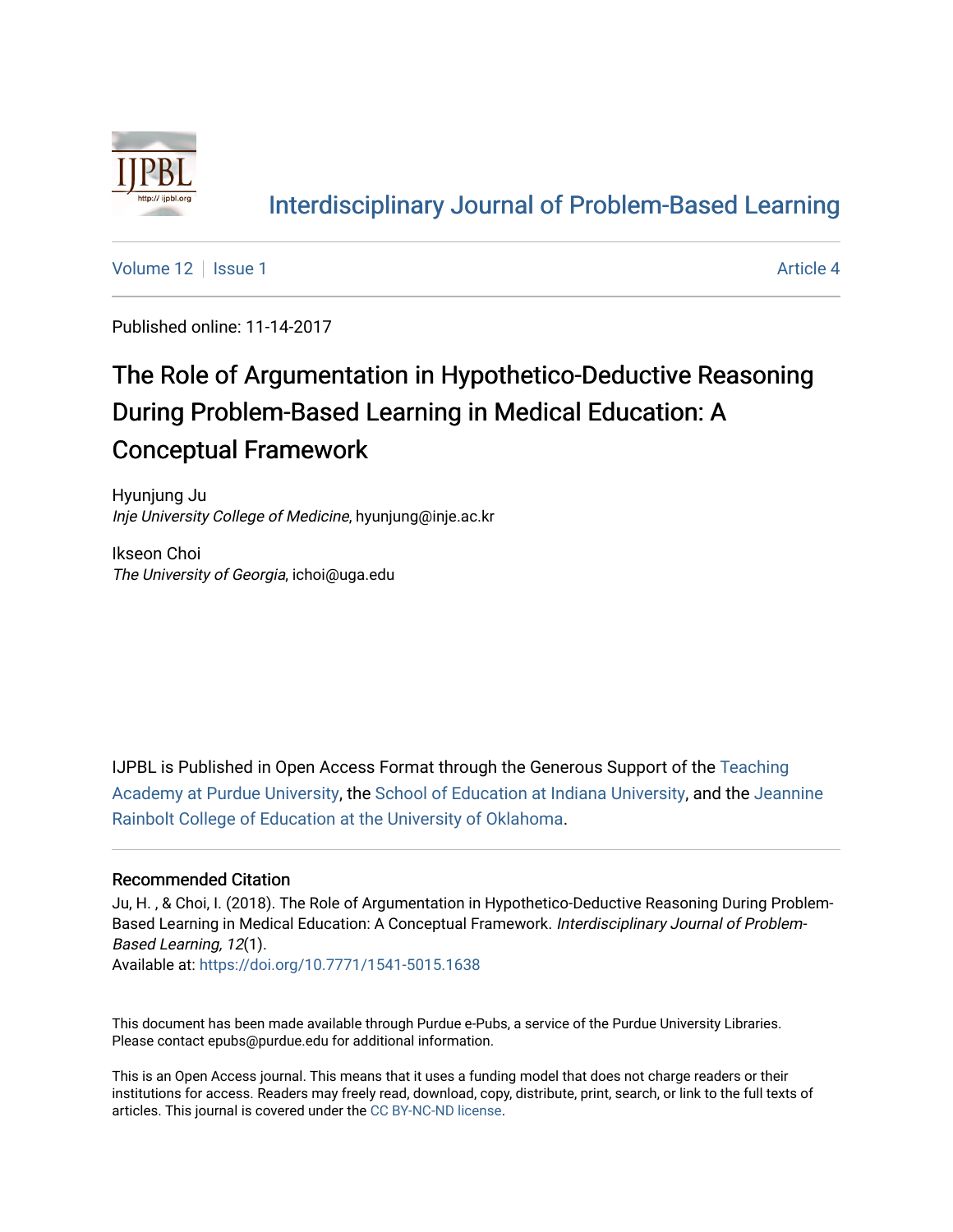[Interdisciplinary Journal of Problem-Based Learning](#)

Volume 12 | Issue 1 Article 4

Published online: 11-14-2017

# The Role of Argumentation in Hypothetico-Deductive Reasoning During Problem-Based Learning in Medical Education: A Conceptual Framework

Hyunjung Ju
*Inje University College of Medicine*, hyunjung@inje.ac.kr

Ikseon Choi
*The University of Georgia*, ichoi@uga.edu

IJPBL is Published in Open Access Format through the Generous Support of the Teaching Academy at Purdue University, the School of Education at Indiana University, and the Jeannine Rainbolt College of Education at the University of Oklahoma.

## Recommended Citation

Ju, H. , & Choi, I. (2018). The Role of Argumentation in Hypothetico-Deductive Reasoning During Problem-Based Learning in Medical Education: A Conceptual Framework. *Interdisciplinary Journal of Problem-Based Learning, 12*(1).

Available at: https://doi.org/10.7771/1541-5015.1638

This document has been made available through Purdue e-Pubs, a service of the Purdue University Libraries. Please contact epubs@purdue.edu for additional information.

This is an Open Access journal. This means that it uses a funding model that does not charge readers or their institutions for access. Readers may freely read, download, copy, distribute, print, search, or link to the full texts of articles. This journal is covered under the CC BY-NC-ND license.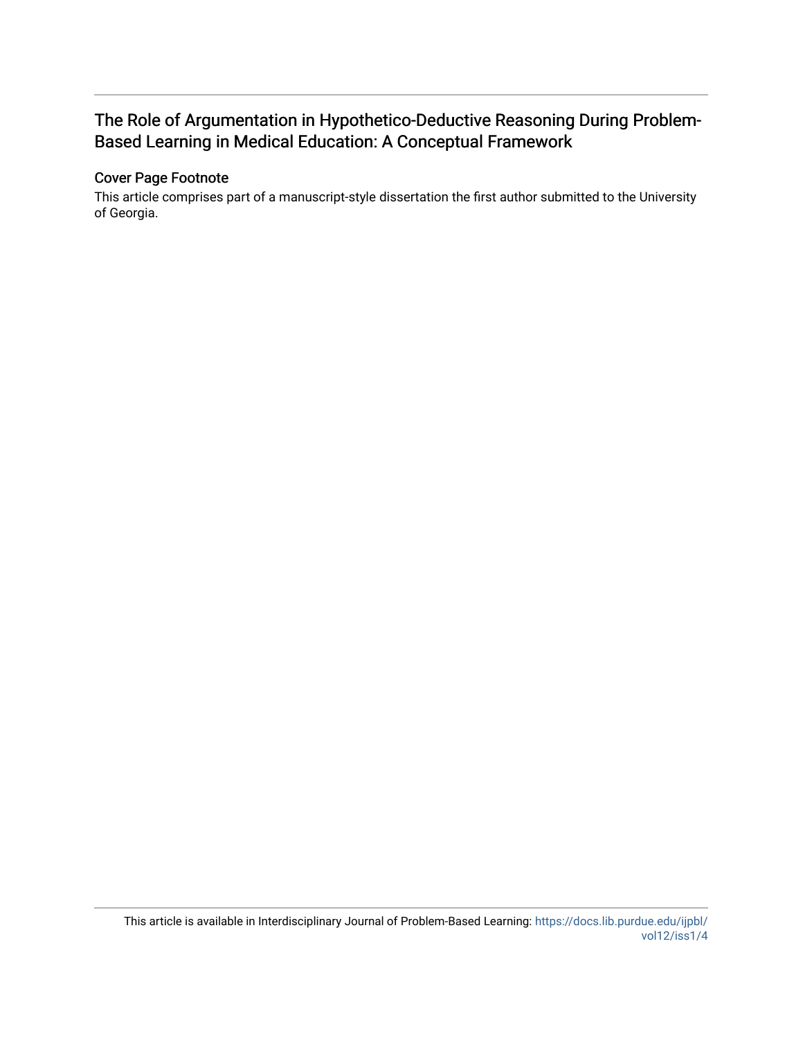## The Role of Argumentation in Hypothetico-Deductive Reasoning During Problem-Based Learning in Medical Education: A Conceptual Framework

### Cover Page Footnote

This article comprises part of a manuscript-style dissertation the first author submitted to the University of Georgia.

This article is available in Interdisciplinary Journal of Problem-Based Learning: https://docs.lib.purdue.edu/ijpbl/vol12/iss1/4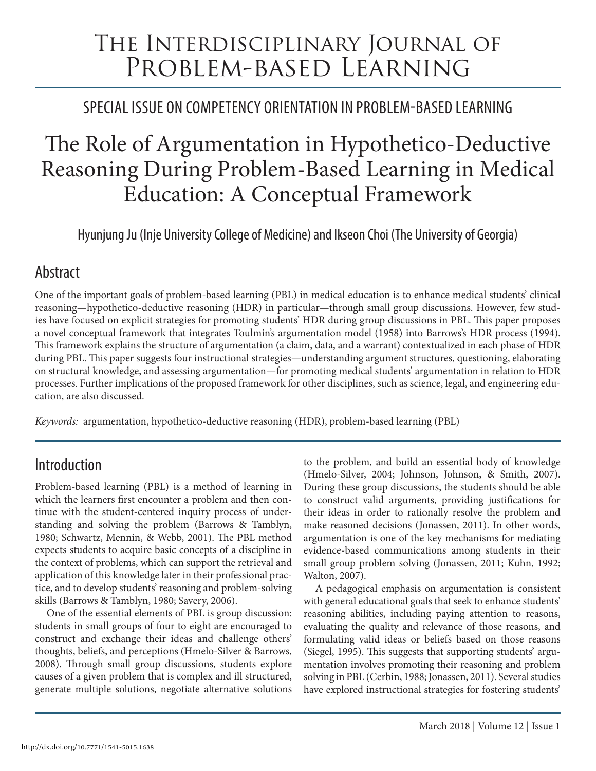# The Interdisciplinary Journal of Problem-based Learning

## SPECIAL ISSUE ON COMPETENCY ORIENTATION IN PROBLEM-BASED LEARNING

# The Role of Argumentation in Hypothetico-Deductive Reasoning During Problem-Based Learning in Medical Education: A Conceptual Framework

Hyunjung Ju (Inje University College of Medicine) and Ikseon Choi (The University of Georgia)

## Abstract

One of the important goals of problem-based learning (PBL) in medical education is to enhance medical students' clinical reasoning—hypothetico-deductive reasoning (HDR) in particular—through small group discussions. However, few studies have focused on explicit strategies for promoting students' HDR during group discussions in PBL. This paper proposes a novel conceptual framework that integrates Toulmin's argumentation model (1958) into Barrows's HDR process (1994). This framework explains the structure of argumentation (a claim, data, and a warrant) contextualized in each phase of HDR during PBL. This paper suggests four instructional strategies—understanding argument structures, questioning, elaborating on structural knowledge, and assessing argumentation—for promoting medical students' argumentation in relation to HDR processes. Further implications of the proposed framework for other disciplines, such as science, legal, and engineering education, are also discussed.

*Keywords:* argumentation, hypothetico-deductive reasoning (HDR), problem-based learning (PBL)

## Introduction

Problem-based learning (PBL) is a method of learning in which the learners first encounter a problem and then continue with the student-centered inquiry process of understanding and solving the problem (Barrows & Tamblyn, 1980; Schwartz, Mennin, & Webb, 2001). The PBL method expects students to acquire basic concepts of a discipline in the context of problems, which can support the retrieval and application of this knowledge later in their professional practice, and to develop students' reasoning and problem-solving skills (Barrows & Tamblyn, 1980; Savery, 2006).

One of the essential elements of PBL is group discussion: students in small groups of four to eight are encouraged to construct and exchange their ideas and challenge others' thoughts, beliefs, and perceptions (Hmelo-Silver & Barrows, 2008). Through small group discussions, students explore causes of a given problem that is complex and ill structured, generate multiple solutions, negotiate alternative solutions to the problem, and build an essential body of knowledge (Hmelo-Silver, 2004; Johnson, Johnson, & Smith, 2007). During these group discussions, the students should be able to construct valid arguments, providing justifications for their ideas in order to rationally resolve the problem and make reasoned decisions (Jonassen, 2011). In other words, argumentation is one of the key mechanisms for mediating evidence-based communications among students in their small group problem solving (Jonassen, 2011; Kuhn, 1992; Walton, 2007).

A pedagogical emphasis on argumentation is consistent with general educational goals that seek to enhance students' reasoning abilities, including paying attention to reasons, evaluating the quality and relevance of those reasons, and formulating valid ideas or beliefs based on those reasons (Siegel, 1995). This suggests that supporting students' argumentation involves promoting their reasoning and problem solving in PBL (Cerbin, 1988; Jonassen, 2011). Several studies have explored instructional strategies for fostering students'

http://dx.doi.org/10.7771/1541-5015.1638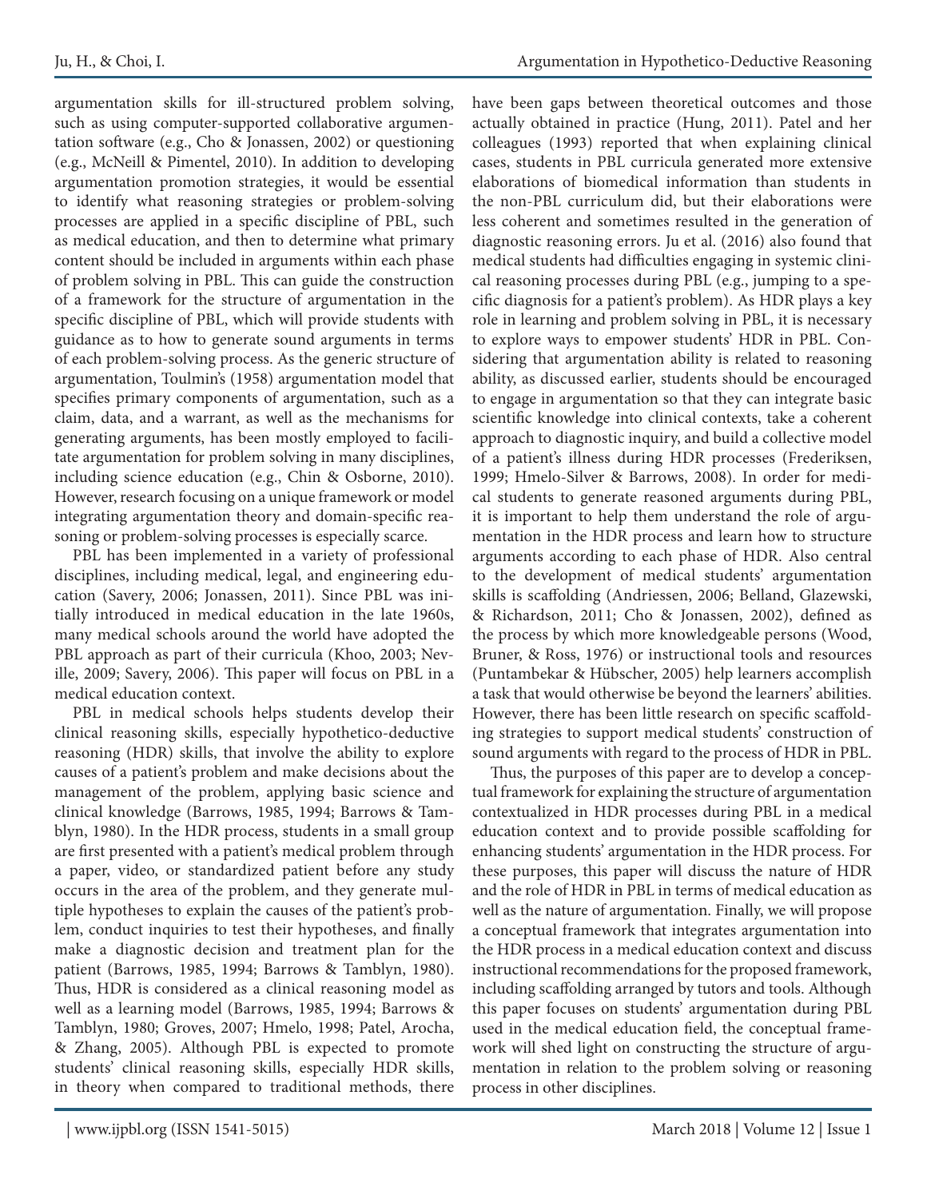argumentation skills for ill-structured problem solving, such as using computer-supported collaborative argumentation software (e.g., Cho & Jonassen, 2002) or questioning (e.g., McNeill & Pimentel, 2010). In addition to developing argumentation promotion strategies, it would be essential to identify what reasoning strategies or problem-solving processes are applied in a specific discipline of PBL, such as medical education, and then to determine what primary content should be included in arguments within each phase of problem solving in PBL. This can guide the construction of a framework for the structure of argumentation in the specific discipline of PBL, which will provide students with guidance as to how to generate sound arguments in terms of each problem-solving process. As the generic structure of argumentation, Toulmin's (1958) argumentation model that specifies primary components of argumentation, such as a claim, data, and a warrant, as well as the mechanisms for generating arguments, has been mostly employed to facilitate argumentation for problem solving in many disciplines, including science education (e.g., Chin & Osborne, 2010). However, research focusing on a unique framework or model integrating argumentation theory and domain-specific reasoning or problem-solving processes is especially scarce.

PBL has been implemented in a variety of professional disciplines, including medical, legal, and engineering education (Savery, 2006; Jonassen, 2011). Since PBL was initially introduced in medical education in the late 1960s, many medical schools around the world have adopted the PBL approach as part of their curricula (Khoo, 2003; Neville, 2009; Savery, 2006). This paper will focus on PBL in a medical education context.

PBL in medical schools helps students develop their clinical reasoning skills, especially hypothetico-deductive reasoning (HDR) skills, that involve the ability to explore causes of a patient's problem and make decisions about the management of the problem, applying basic science and clinical knowledge (Barrows, 1985, 1994; Barrows & Tamblyn, 1980). In the HDR process, students in a small group are first presented with a patient's medical problem through a paper, video, or standardized patient before any study occurs in the area of the problem, and they generate multiple hypotheses to explain the causes of the patient's problem, conduct inquiries to test their hypotheses, and finally make a diagnostic decision and treatment plan for the patient (Barrows, 1985, 1994; Barrows & Tamblyn, 1980). Thus, HDR is considered as a clinical reasoning model as well as a learning model (Barrows, 1985, 1994; Barrows & Tamblyn, 1980; Groves, 2007; Hmelo, 1998; Patel, Arocha, & Zhang, 2005). Although PBL is expected to promote students' clinical reasoning skills, especially HDR skills, in theory when compared to traditional methods, there have been gaps between theoretical outcomes and those actually obtained in practice (Hung, 2011). Patel and her colleagues (1993) reported that when explaining clinical cases, students in PBL curricula generated more extensive elaborations of biomedical information than students in the non-PBL curriculum did, but their elaborations were less coherent and sometimes resulted in the generation of diagnostic reasoning errors. Ju et al. (2016) also found that medical students had difficulties engaging in systemic clinical reasoning processes during PBL (e.g., jumping to a specific diagnosis for a patient's problem). As HDR plays a key role in learning and problem solving in PBL, it is necessary to explore ways to empower students' HDR in PBL. Considering that argumentation ability is related to reasoning ability, as discussed earlier, students should be encouraged to engage in argumentation so that they can integrate basic scientific knowledge into clinical contexts, take a coherent approach to diagnostic inquiry, and build a collective model of a patient's illness during HDR processes (Frederiksen, 1999; Hmelo-Silver & Barrows, 2008). In order for medical students to generate reasoned arguments during PBL, it is important to help them understand the role of argumentation in the HDR process and learn how to structure arguments according to each phase of HDR. Also central to the development of medical students' argumentation skills is scaffolding (Andriessen, 2006; Belland, Glazewski, & Richardson, 2011; Cho & Jonassen, 2002), defined as the process by which more knowledgeable persons (Wood, Bruner, & Ross, 1976) or instructional tools and resources (Puntambekar & Hübscher, 2005) help learners accomplish a task that would otherwise be beyond the learners' abilities. However, there has been little research on specific scaffolding strategies to support medical students' construction of sound arguments with regard to the process of HDR in PBL.

Thus, the purposes of this paper are to develop a conceptual framework for explaining the structure of argumentation contextualized in HDR processes during PBL in a medical education context and to provide possible scaffolding for enhancing students' argumentation in the HDR process. For these purposes, this paper will discuss the nature of HDR and the role of HDR in PBL in terms of medical education as well as the nature of argumentation. Finally, we will propose a conceptual framework that integrates argumentation into the HDR process in a medical education context and discuss instructional recommendations for the proposed framework, including scaffolding arranged by tutors and tools. Although this paper focuses on students' argumentation during PBL used in the medical education field, the conceptual framework will shed light on constructing the structure of argumentation in relation to the problem solving or reasoning process in other disciplines.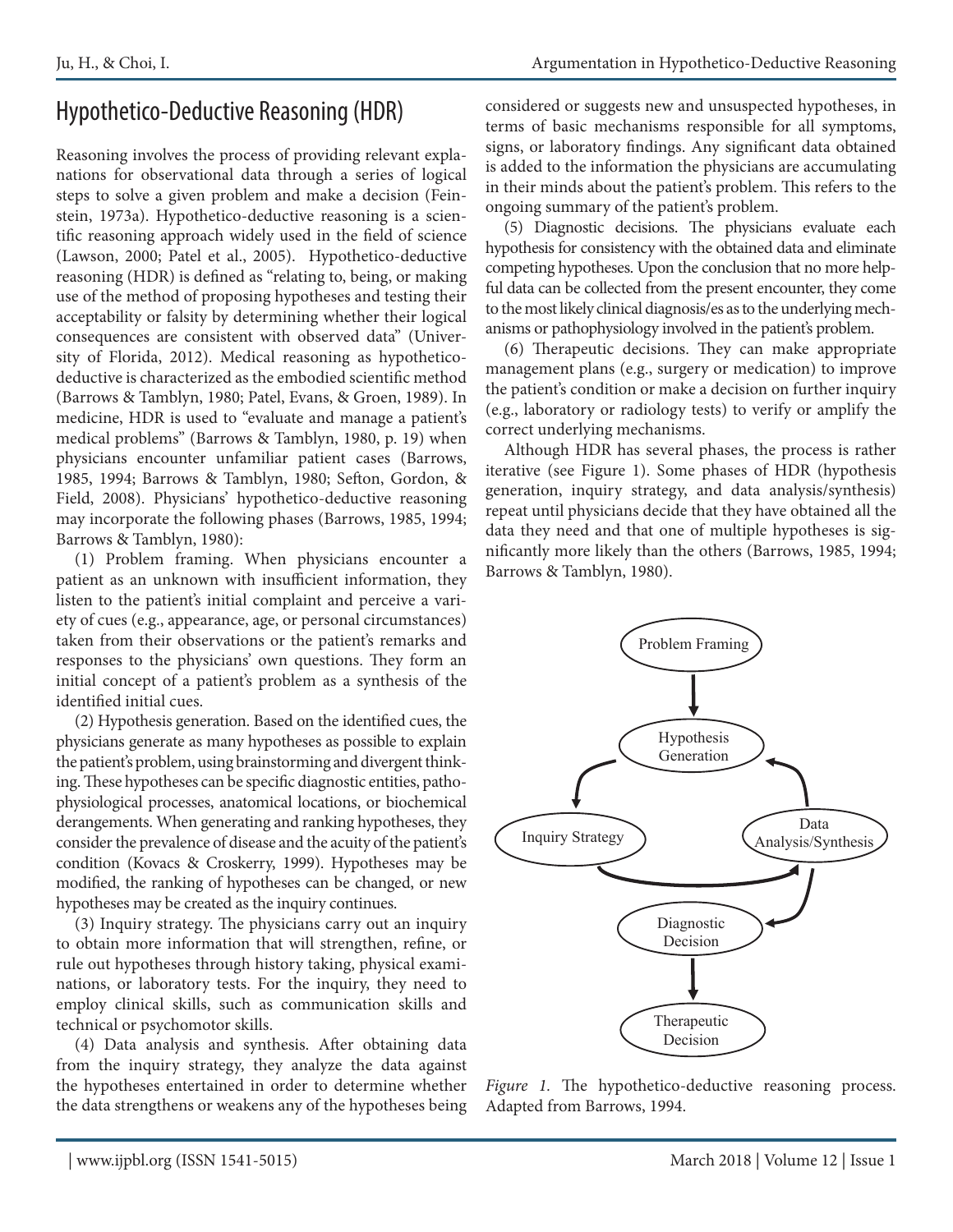## Hypothetico-Deductive Reasoning (HDR)

Reasoning involves the process of providing relevant explanations for observational data through a series of logical steps to solve a given problem and make a decision (Feinstein, 1973a). Hypothetico-deductive reasoning is a scientific reasoning approach widely used in the field of science (Lawson, 2000; Patel et al., 2005). Hypothetico-deductive reasoning (HDR) is defined as "relating to, being, or making use of the method of proposing hypotheses and testing their acceptability or falsity by determining whether their logical consequences are consistent with observed data" (University of Florida, 2012). Medical reasoning as hypothetico-deductive is characterized as the embodied scientific method (Barrows & Tamblyn, 1980; Patel, Evans, & Groen, 1989). In medicine, HDR is used to "evaluate and manage a patient's medical problems" (Barrows & Tamblyn, 1980, p. 19) when physicians encounter unfamiliar patient cases (Barrows, 1985, 1994; Barrows & Tamblyn, 1980; Sefton, Gordon, & Field, 2008). Physicians' hypothetico-deductive reasoning may incorporate the following phases (Barrows, 1985, 1994; Barrows & Tamblyn, 1980):

(1) Problem framing. When physicians encounter a patient as an unknown with insufficient information, they listen to the patient's initial complaint and perceive a variety of cues (e.g., appearance, age, or personal circumstances) taken from their observations or the patient's remarks and responses to the physicians' own questions. They form an initial concept of a patient's problem as a synthesis of the identified initial cues.

(2) Hypothesis generation. Based on the identified cues, the physicians generate as many hypotheses as possible to explain the patient's problem, using brainstorming and divergent thinking. These hypotheses can be specific diagnostic entities, pathophysiological processes, anatomical locations, or biochemical derangements. When generating and ranking hypotheses, they consider the prevalence of disease and the acuity of the patient's condition (Kovacs & Croskerry, 1999). Hypotheses may be modified, the ranking of hypotheses can be changed, or new hypotheses may be created as the inquiry continues.

(3) Inquiry strategy. The physicians carry out an inquiry to obtain more information that will strengthen, refine, or rule out hypotheses through history taking, physical examinations, or laboratory tests. For the inquiry, they need to employ clinical skills, such as communication skills and technical or psychomotor skills.

(4) Data analysis and synthesis. After obtaining data from the inquiry strategy, they analyze the data against the hypotheses entertained in order to determine whether the data strengthens or weakens any of the hypotheses being considered or suggests new and unsuspected hypotheses, in terms of basic mechanisms responsible for all symptoms, signs, or laboratory findings. Any significant data obtained is added to the information the physicians are accumulating in their minds about the patient's problem. This refers to the ongoing summary of the patient's problem.

(5) Diagnostic decisions. The physicians evaluate each hypothesis for consistency with the obtained data and eliminate competing hypotheses. Upon the conclusion that no more helpful data can be collected from the present encounter, they come to the most likely clinical diagnosis/es as to the underlying mechanisms or pathophysiology involved in the patient's problem.

(6) Therapeutic decisions. They can make appropriate management plans (e.g., surgery or medication) to improve the patient's condition or make a decision on further inquiry (e.g., laboratory or radiology tests) to verify or amplify the correct underlying mechanisms.

Although HDR has several phases, the process is rather iterative (see Figure 1). Some phases of HDR (hypothesis generation, inquiry strategy, and data analysis/synthesis) repeat until physicians decide that they have obtained all the data they need and that one of multiple hypotheses is significantly more likely than the others (Barrows, 1985, 1994; Barrows & Tamblyn, 1980).

Problem Framing → Hypothesis Generation → Inquiry Strategy → Data Analysis/Synthesis → Hypothesis Generation; Data Analysis/Synthesis → Diagnostic Decision → Therapeutic Decision

*Figure 1.* The hypothetico-deductive reasoning process. Adapted from Barrows, 1994.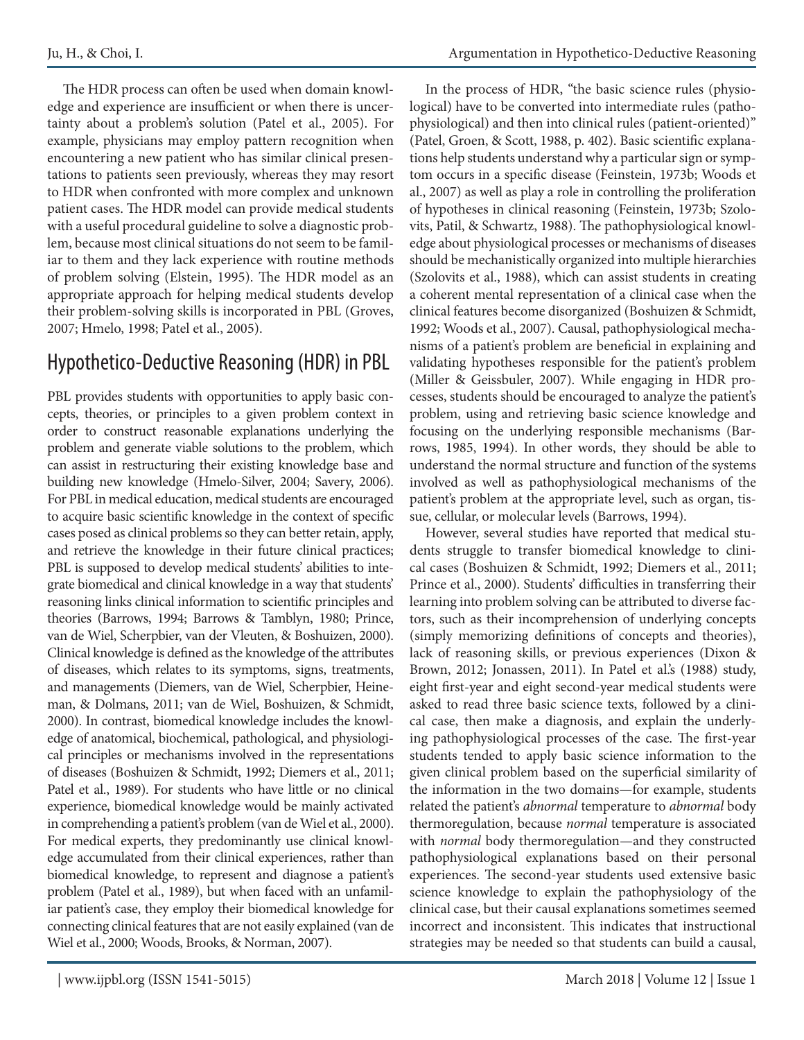The HDR process can often be used when domain knowledge and experience are insufficient or when there is uncertainty about a problem's solution (Patel et al., 2005). For example, physicians may employ pattern recognition when encountering a new patient who has similar clinical presentations to patients seen previously, whereas they may resort to HDR when confronted with more complex and unknown patient cases. The HDR model can provide medical students with a useful procedural guideline to solve a diagnostic problem, because most clinical situations do not seem to be familiar to them and they lack experience with routine methods of problem solving (Elstein, 1995). The HDR model as an appropriate approach for helping medical students develop their problem-solving skills is incorporated in PBL (Groves, 2007; Hmelo, 1998; Patel et al., 2005).

## Hypothetico-Deductive Reasoning (HDR) in PBL

PBL provides students with opportunities to apply basic concepts, theories, or principles to a given problem context in order to construct reasonable explanations underlying the problem and generate viable solutions to the problem, which can assist in restructuring their existing knowledge base and building new knowledge (Hmelo-Silver, 2004; Savery, 2006). For PBL in medical education, medical students are encouraged to acquire basic scientific knowledge in the context of specific cases posed as clinical problems so they can better retain, apply, and retrieve the knowledge in their future clinical practices; PBL is supposed to develop medical students' abilities to integrate biomedical and clinical knowledge in a way that students' reasoning links clinical information to scientific principles and theories (Barrows, 1994; Barrows & Tamblyn, 1980; Prince, van de Wiel, Scherpbier, van der Vleuten, & Boshuizen, 2000). Clinical knowledge is defined as the knowledge of the attributes of diseases, which relates to its symptoms, signs, treatments, and managements (Diemers, van de Wiel, Scherpbier, Heineman, & Dolmans, 2011; van de Wiel, Boshuizen, & Schmidt, 2000). In contrast, biomedical knowledge includes the knowledge of anatomical, biochemical, pathological, and physiological principles or mechanisms involved in the representations of diseases (Boshuizen & Schmidt, 1992; Diemers et al., 2011; Patel et al., 1989). For students who have little or no clinical experience, biomedical knowledge would be mainly activated in comprehending a patient's problem (van de Wiel et al., 2000). For medical experts, they predominantly use clinical knowledge accumulated from their clinical experiences, rather than biomedical knowledge, to represent and diagnose a patient's problem (Patel et al., 1989), but when faced with an unfamiliar patient's case, they employ their biomedical knowledge for connecting clinical features that are not easily explained (van de Wiel et al., 2000; Woods, Brooks, & Norman, 2007).

In the process of HDR, "the basic science rules (physiological) have to be converted into intermediate rules (pathophysiological) and then into clinical rules (patient-oriented)" (Patel, Groen, & Scott, 1988, p. 402). Basic scientific explanations help students understand why a particular sign or symptom occurs in a specific disease (Feinstein, 1973b; Woods et al., 2007) as well as play a role in controlling the proliferation of hypotheses in clinical reasoning (Feinstein, 1973b; Szolovits, Patil, & Schwartz, 1988). The pathophysiological knowledge about physiological processes or mechanisms of diseases should be mechanistically organized into multiple hierarchies (Szolovits et al., 1988), which can assist students in creating a coherent mental representation of a clinical case when the clinical features become disorganized (Boshuizen & Schmidt, 1992; Woods et al., 2007). Causal, pathophysiological mechanisms of a patient's problem are beneficial in explaining and validating hypotheses responsible for the patient's problem (Miller & Geissbuler, 2007). While engaging in HDR processes, students should be encouraged to analyze the patient's problem, using and retrieving basic science knowledge and focusing on the underlying responsible mechanisms (Barrows, 1985, 1994). In other words, they should be able to understand the normal structure and function of the systems involved as well as pathophysiological mechanisms of the patient's problem at the appropriate level, such as organ, tissue, cellular, or molecular levels (Barrows, 1994).

However, several studies have reported that medical students struggle to transfer biomedical knowledge to clinical cases (Boshuizen & Schmidt, 1992; Diemers et al., 2011; Prince et al., 2000). Students' difficulties in transferring their learning into problem solving can be attributed to diverse factors, such as their incomprehension of underlying concepts (simply memorizing definitions of concepts and theories), lack of reasoning skills, or previous experiences (Dixon & Brown, 2012; Jonassen, 2011). In Patel et al.'s (1988) study, eight first-year and eight second-year medical students were asked to read three basic science texts, followed by a clinical case, then make a diagnosis, and explain the underlying pathophysiological processes of the case. The first-year students tended to apply basic science information to the given clinical problem based on the superficial similarity of the information in the two domains—for example, students related the patient's *abnormal* temperature to *abnormal* body thermoregulation, because *normal* temperature is associated with *normal* body thermoregulation—and they constructed pathophysiological explanations based on their personal experiences. The second-year students used extensive basic science knowledge to explain the pathophysiology of the clinical case, but their causal explanations sometimes seemed incorrect and inconsistent. This indicates that instructional strategies may be needed so that students can build a causal,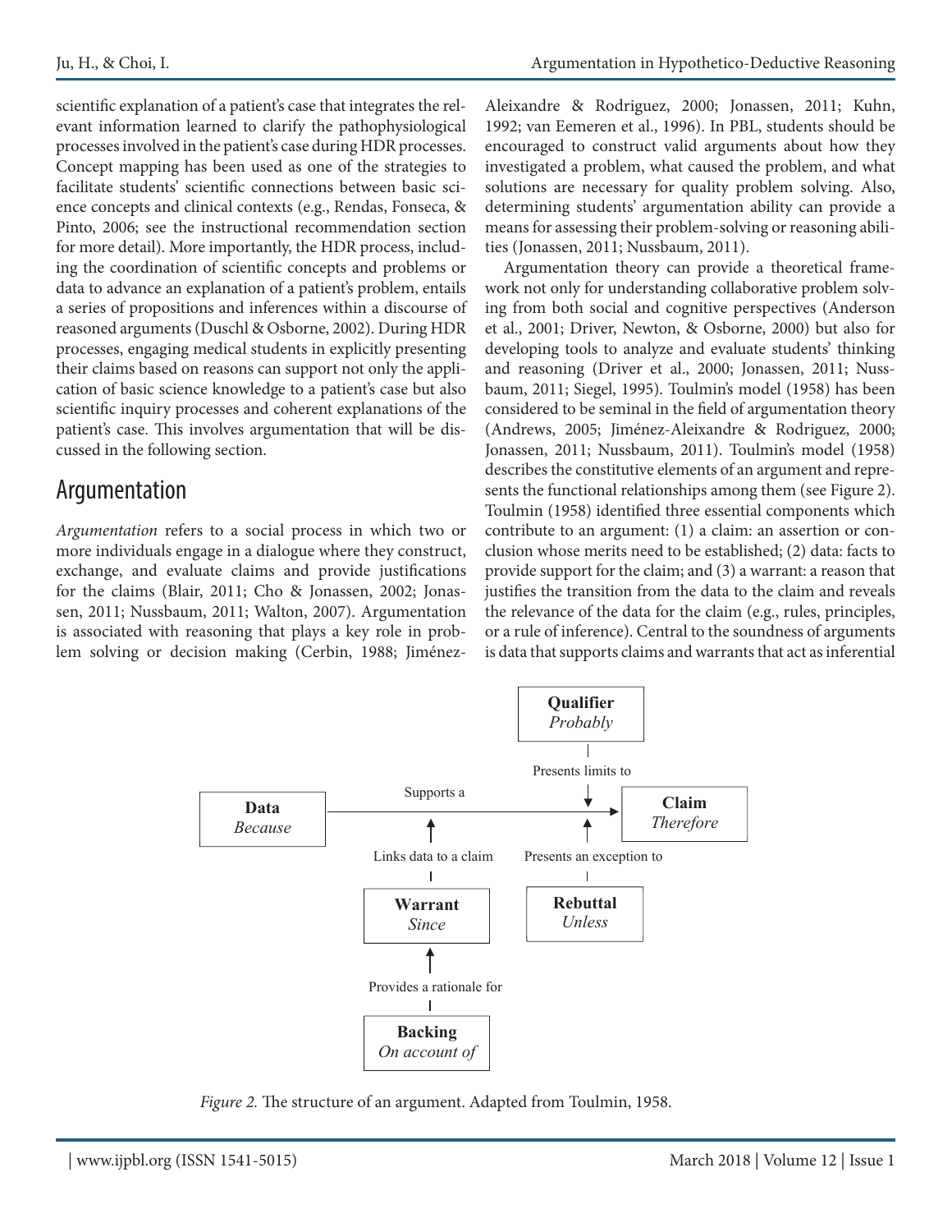scientific explanation of a patient's case that integrates the relevant information learned to clarify the pathophysiological processes involved in the patient's case during HDR processes. Concept mapping has been used as one of the strategies to facilitate students' scientific connections between basic science concepts and clinical contexts (e.g., Rendas, Fonseca, & Pinto, 2006; see the instructional recommendation section for more detail). More importantly, the HDR process, including the coordination of scientific concepts and problems or data to advance an explanation of a patient's problem, entails a series of propositions and inferences within a discourse of reasoned arguments (Duschl & Osborne, 2002). During HDR processes, engaging medical students in explicitly presenting their claims based on reasons can support not only the application of basic science knowledge to a patient's case but also scientific inquiry processes and coherent explanations of the patient's case. This involves argumentation that will be discussed in the following section.

## Argumentation

*Argumentation* refers to a social process in which two or more individuals engage in a dialogue where they construct, exchange, and evaluate claims and provide justifications for the claims (Blair, 2011; Cho & Jonassen, 2002; Jonassen, 2011; Nussbaum, 2011; Walton, 2007). Argumentation is associated with reasoning that plays a key role in problem solving or decision making (Cerbin, 1988; Jiménez-Aleixandre & Rodriguez, 2000; Jonassen, 2011; Kuhn, 1992; van Eemeren et al., 1996). In PBL, students should be encouraged to construct valid arguments about how they investigated a problem, what caused the problem, and what solutions are necessary for quality problem solving. Also, determining students' argumentation ability can provide a means for assessing their problem-solving or reasoning abilities (Jonassen, 2011; Nussbaum, 2011).

Argumentation theory can provide a theoretical framework not only for understanding collaborative problem solving from both social and cognitive perspectives (Anderson et al., 2001; Driver, Newton, & Osborne, 2000) but also for developing tools to analyze and evaluate students' thinking and reasoning (Driver et al., 2000; Jonassen, 2011; Nussbaum, 2011; Siegel, 1995). Toulmin's model (1958) has been considered to be seminal in the field of argumentation theory (Andrews, 2005; Jiménez-Aleixandre & Rodriguez, 2000; Jonassen, 2011; Nussbaum, 2011). Toulmin's model (1958) describes the constitutive elements of an argument and represents the functional relationships among them (see Figure 2). Toulmin (1958) identified three essential components which contribute to an argument: (1) a claim: an assertion or conclusion whose merits need to be established; (2) data: facts to provide support for the claim; and (3) a warrant: a reason that justifies the transition from the data to the claim and reveals the relevance of the data for the claim (e.g., rules, principles, or a rule of inference). Central to the soundness of arguments is data that supports claims and warrants that act as inferential

**Qualifier** *Probably* — Presents limits to → **Claim** *Therefore*

**Data** *Because* — Supports a → **Claim** *Therefore*

**Warrant** *Since* — Links data to a claim

**Rebuttal** *Unless* — Presents an exception to → **Claim**

**Backing** *On account of* — Provides a rationale for → **Warrant**

*Figure 2.* The structure of an argument. Adapted from Toulmin, 1958.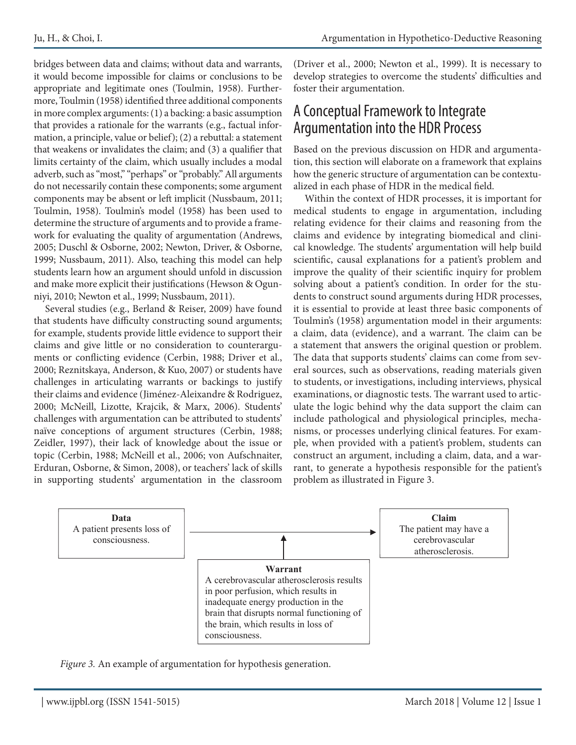bridges between data and claims; without data and warrants, it would become impossible for claims or conclusions to be appropriate and legitimate ones (Toulmin, 1958). Furthermore, Toulmin (1958) identified three additional components in more complex arguments: (1) a backing: a basic assumption that provides a rationale for the warrants (e.g., factual information, a principle, value or belief); (2) a rebuttal: a statement that weakens or invalidates the claim; and (3) a qualifier that limits certainty of the claim, which usually includes a modal adverb, such as "most," "perhaps" or "probably." All arguments do not necessarily contain these components; some argument components may be absent or left implicit (Nussbaum, 2011; Toulmin, 1958). Toulmin's model (1958) has been used to determine the structure of arguments and to provide a framework for evaluating the quality of argumentation (Andrews, 2005; Duschl & Osborne, 2002; Newton, Driver, & Osborne, 1999; Nussbaum, 2011). Also, teaching this model can help students learn how an argument should unfold in discussion and make more explicit their justifications (Hewson & Ogunniyi, 2010; Newton et al., 1999; Nussbaum, 2011).

Several studies (e.g., Berland & Reiser, 2009) have found that students have difficulty constructing sound arguments; for example, students provide little evidence to support their claims and give little or no consideration to counterarguments or conflicting evidence (Cerbin, 1988; Driver et al., 2000; Reznitskaya, Anderson, & Kuo, 2007) or students have challenges in articulating warrants or backings to justify their claims and evidence (Jiménez-Aleixandre & Rodriguez, 2000; McNeill, Lizotte, Krajcik, & Marx, 2006). Students' challenges with argumentation can be attributed to students' naïve conceptions of argument structures (Cerbin, 1988; Zeidler, 1997), their lack of knowledge about the issue or topic (Cerbin, 1988; McNeill et al., 2006; von Aufschnaiter, Erduran, Osborne, & Simon, 2008), or teachers' lack of skills in supporting students' argumentation in the classroom (Driver et al., 2000; Newton et al., 1999). It is necessary to develop strategies to overcome the students' difficulties and foster their argumentation.

## A Conceptual Framework to Integrate Argumentation into the HDR Process

Based on the previous discussion on HDR and argumentation, this section will elaborate on a framework that explains how the generic structure of argumentation can be contextualized in each phase of HDR in the medical field.

Within the context of HDR processes, it is important for medical students to engage in argumentation, including relating evidence for their claims and reasoning from the claims and evidence by integrating biomedical and clinical knowledge. The students' argumentation will help build scientific, causal explanations for a patient's problem and improve the quality of their scientific inquiry for problem solving about a patient's condition. In order for the students to construct sound arguments during HDR processes, it is essential to provide at least three basic components of Toulmin's (1958) argumentation model in their arguments: a claim, data (evidence), and a warrant. The claim can be a statement that answers the original question or problem. The data that supports students' claims can come from several sources, such as observations, reading materials given to students, or investigations, including interviews, physical examinations, or diagnostic tests. The warrant used to articulate the logic behind why the data support the claim can include pathological and physiological principles, mechanisms, or processes underlying clinical features. For example, when provided with a patient's problem, students can construct an argument, including a claim, data, and a warrant, to generate a hypothesis responsible for the patient's problem as illustrated in Figure 3.

**Data**
A patient presents loss of consciousness.

**Claim**
The patient may have a cerebrovascular atherosclerosis.

**Warrant**
A cerebrovascular atherosclerosis results in poor perfusion, which results in inadequate energy production in the brain that disrupts normal functioning of the brain, which results in loss of consciousness.

*Figure 3.* An example of argumentation for hypothesis generation.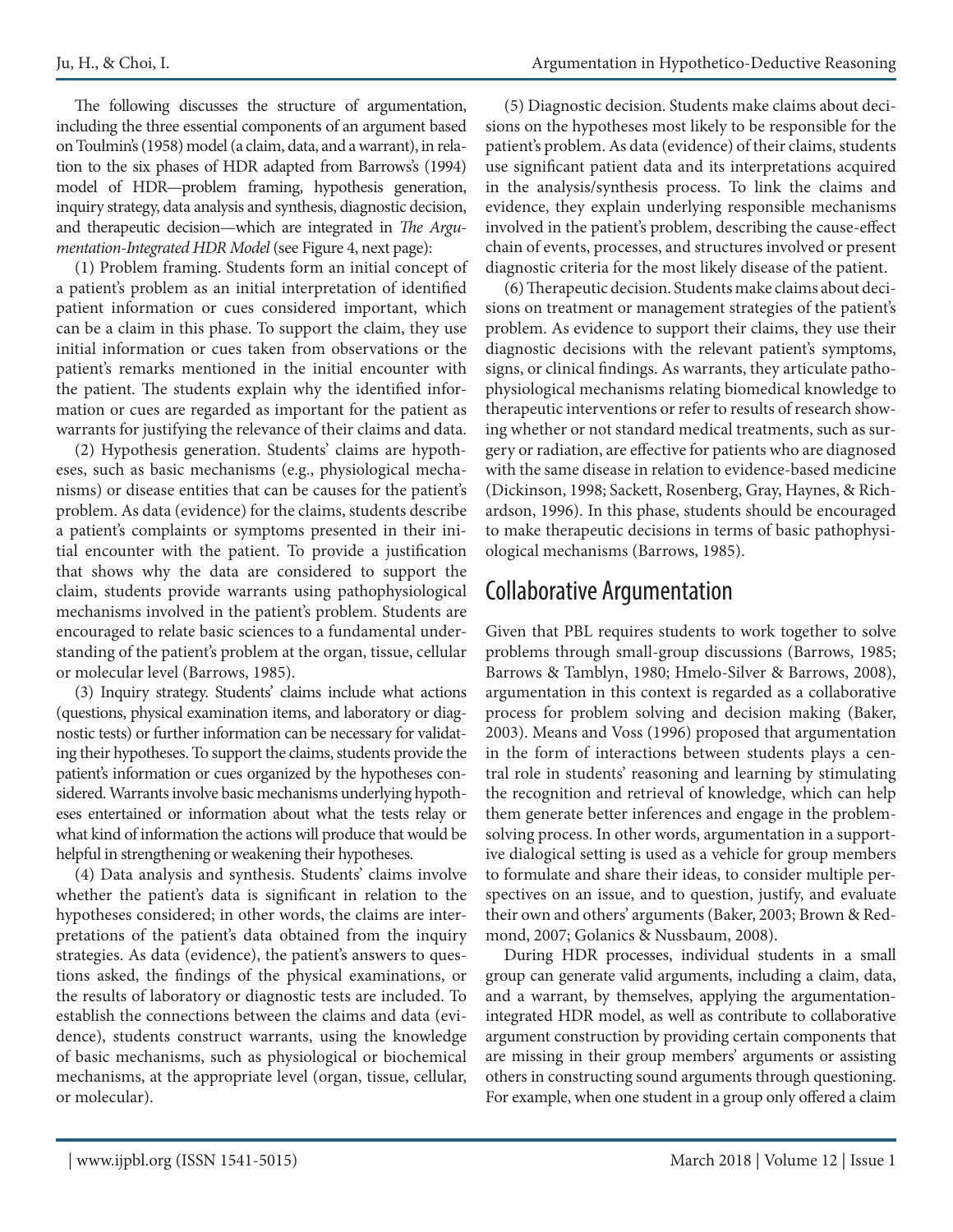The following discusses the structure of argumentation, including the three essential components of an argument based on Toulmin's (1958) model (a claim, data, and a warrant), in relation to the six phases of HDR adapted from Barrows's (1994) model of HDR—problem framing, hypothesis generation, inquiry strategy, data analysis and synthesis, diagnostic decision, and therapeutic decision—which are integrated in *The Argumentation-Integrated HDR Model* (see Figure 4, next page):

(1) Problem framing. Students form an initial concept of a patient's problem as an initial interpretation of identified patient information or cues considered important, which can be a claim in this phase. To support the claim, they use initial information or cues taken from observations or the patient's remarks mentioned in the initial encounter with the patient. The students explain why the identified information or cues are regarded as important for the patient as warrants for justifying the relevance of their claims and data.

(2) Hypothesis generation. Students' claims are hypotheses, such as basic mechanisms (e.g., physiological mechanisms) or disease entities that can be causes for the patient's problem. As data (evidence) for the claims, students describe a patient's complaints or symptoms presented in their initial encounter with the patient. To provide a justification that shows why the data are considered to support the claim, students provide warrants using pathophysiological mechanisms involved in the patient's problem. Students are encouraged to relate basic sciences to a fundamental understanding of the patient's problem at the organ, tissue, cellular or molecular level (Barrows, 1985).

(3) Inquiry strategy. Students' claims include what actions (questions, physical examination items, and laboratory or diagnostic tests) or further information can be necessary for validating their hypotheses. To support the claims, students provide the patient's information or cues organized by the hypotheses considered. Warrants involve basic mechanisms underlying hypotheses entertained or information about what the tests relay or what kind of information the actions will produce that would be helpful in strengthening or weakening their hypotheses.

(4) Data analysis and synthesis. Students' claims involve whether the patient's data is significant in relation to the hypotheses considered; in other words, the claims are interpretations of the patient's data obtained from the inquiry strategies. As data (evidence), the patient's answers to questions asked, the findings of the physical examinations, or the results of laboratory or diagnostic tests are included. To establish the connections between the claims and data (evidence), students construct warrants, using the knowledge of basic mechanisms, such as physiological or biochemical mechanisms, at the appropriate level (organ, tissue, cellular, or molecular).

(5) Diagnostic decision. Students make claims about decisions on the hypotheses most likely to be responsible for the patient's problem. As data (evidence) of their claims, students use significant patient data and its interpretations acquired in the analysis/synthesis process. To link the claims and evidence, they explain underlying responsible mechanisms involved in the patient's problem, describing the cause-effect chain of events, processes, and structures involved or present diagnostic criteria for the most likely disease of the patient.

(6) Therapeutic decision. Students make claims about decisions on treatment or management strategies of the patient's problem. As evidence to support their claims, they use their diagnostic decisions with the relevant patient's symptoms, signs, or clinical findings. As warrants, they articulate pathophysiological mechanisms relating biomedical knowledge to therapeutic interventions or refer to results of research showing whether or not standard medical treatments, such as surgery or radiation, are effective for patients who are diagnosed with the same disease in relation to evidence-based medicine (Dickinson, 1998; Sackett, Rosenberg, Gray, Haynes, & Richardson, 1996). In this phase, students should be encouraged to make therapeutic decisions in terms of basic pathophysiological mechanisms (Barrows, 1985).

## Collaborative Argumentation

Given that PBL requires students to work together to solve problems through small-group discussions (Barrows, 1985; Barrows & Tamblyn, 1980; Hmelo-Silver & Barrows, 2008), argumentation in this context is regarded as a collaborative process for problem solving and decision making (Baker, 2003). Means and Voss (1996) proposed that argumentation in the form of interactions between students plays a central role in students' reasoning and learning by stimulating the recognition and retrieval of knowledge, which can help them generate better inferences and engage in the problem-solving process. In other words, argumentation in a supportive dialogical setting is used as a vehicle for group members to formulate and share their ideas, to consider multiple perspectives on an issue, and to question, justify, and evaluate their own and others' arguments (Baker, 2003; Brown & Redmond, 2007; Golanics & Nussbaum, 2008).

During HDR processes, individual students in a small group can generate valid arguments, including a claim, data, and a warrant, by themselves, applying the argumentation-integrated HDR model, as well as contribute to collaborative argument construction by providing certain components that are missing in their group members' arguments or assisting others in constructing sound arguments through questioning. For example, when one student in a group only offered a claim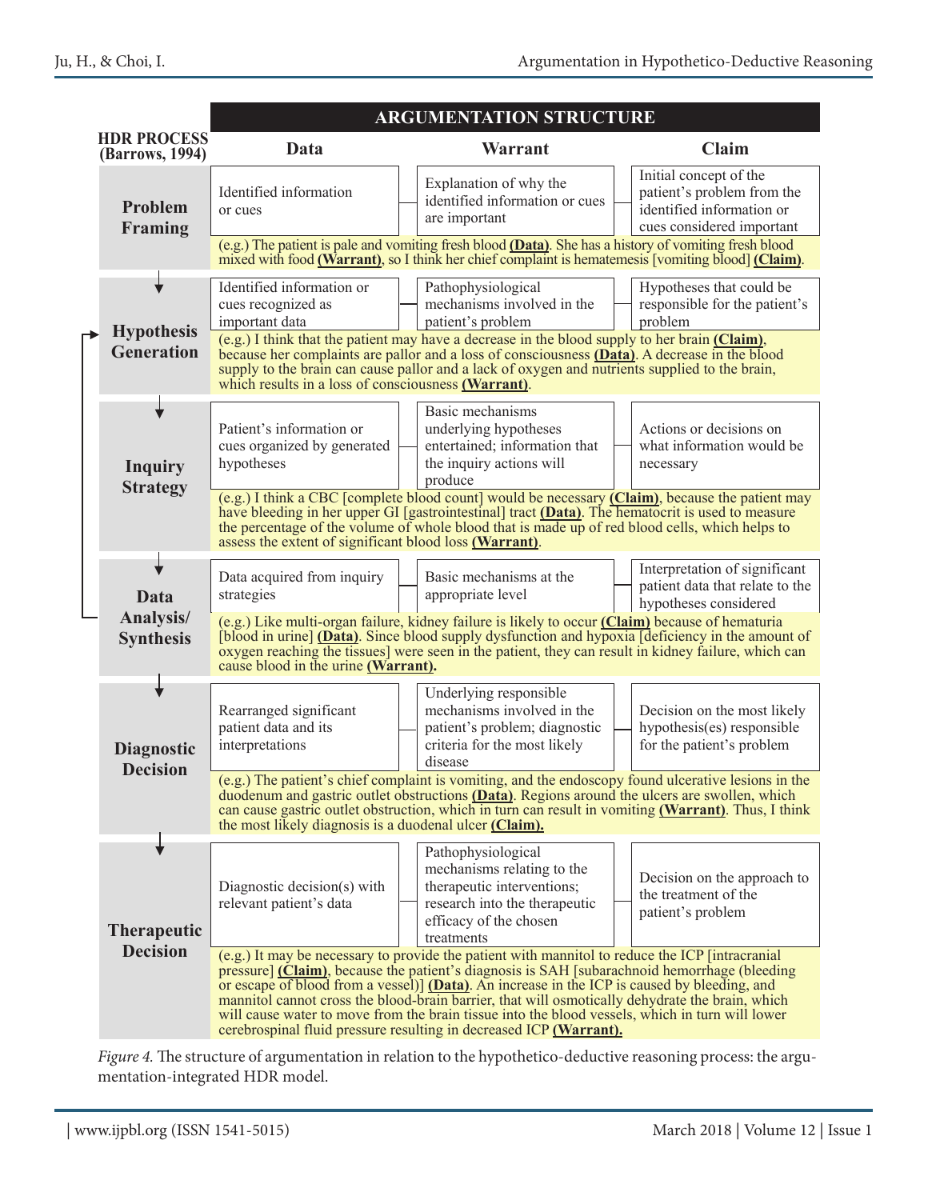| HDR PROCESS (Barrows, 1994) | ARGUMENTATION STRUCTURE: Data | Warrant | Claim |
|---|---|---|---|
| **Problem Framing** | Identified information or cues | Explanation of why the identified information or cues are important | Initial concept of the patient's problem from the identified information or cues considered important |
| | (e.g.) The patient is pale and vomiting fresh blood **(Data)**. She has a history of vomiting fresh blood mixed with food **(Warrant)**, so I think her chief complaint is hematemesis [vomiting blood] **(Claim)**. | | |
| **Hypothesis Generation** | Identified information or cues recognized as important data | Pathophysiological mechanisms involved in the patient's problem | Hypotheses that could be responsible for the patient's problem |
| | (e.g.) I think that the patient may have a decrease in the blood supply to her brain **(Claim)**, because her complaints are pallor and a loss of consciousness **(Data)**. A decrease in the blood supply to the brain can cause pallor and a lack of oxygen and nutrients supplied to the brain, which results in a loss of consciousness **(Warrant)**. | | |
| **Inquiry Strategy** | Patient's information or cues organized by generated hypotheses | Basic mechanisms underlying hypotheses entertained; information that the inquiry actions will produce | Actions or decisions on what information would be necessary |
| | (e.g.) I think a CBC [complete blood count] would be necessary **(Claim)**, because the patient may have bleeding in her upper GI [gastrointestinal] tract **(Data)**. The hematocrit is used to measure the percentage of the volume of whole blood that is made up of red blood cells, which helps to assess the extent of significant blood loss **(Warrant)**. | | |
| **Data Analysis/ Synthesis** | Data acquired from inquiry strategies | Basic mechanisms at the appropriate level | Interpretation of significant patient data that relate to the hypotheses considered |
| | (e.g.) Like multi-organ failure, kidney failure is likely to occur **(Claim)** because of hematuria [blood in urine] **(Data)**. Since blood supply dysfunction and hypoxia [deficiency in the amount of oxygen reaching the tissues] were seen in the patient, they can result in kidney failure, which can cause blood in the urine **(Warrant)**. | | |
| **Diagnostic Decision** | Rearranged significant patient data and its interpretations | Underlying responsible mechanisms involved in the patient's problem; diagnostic criteria for the most likely disease | Decision on the most likely hypothesis(es) responsible for the patient's problem |
| | (e.g.) The patient's chief complaint is vomiting, and the endoscopy found ulcerative lesions in the duodenum and gastric outlet obstructions **(Data)**. Regions around the ulcers are swollen, which can cause gastric outlet obstruction, which in turn can result in vomiting **(Warrant)**. Thus, I think the most likely diagnosis is a duodenal ulcer **(Claim)**. | | |
| **Therapeutic Decision** | Diagnostic decision(s) with relevant patient's data | Pathophysiological mechanisms relating to the therapeutic interventions; research into the therapeutic efficacy of the chosen treatments | Decision on the approach to the treatment of the patient's problem |
| | (e.g.) It may be necessary to provide the patient with mannitol to reduce the ICP [intracranial pressure] **(Claim)**, because the patient's diagnosis is SAH [subarachnoid hemorrhage (bleeding or escape of blood from a vessel)] **(Data)**. An increase in the ICP is caused by bleeding, and mannitol cannot cross the blood-brain barrier, that will osmotically dehydrate the brain, which will cause water to move from the brain tissue into the blood vessels, which in turn will lower cerebrospinal fluid pressure resulting in decreased ICP **(Warrant)**. | | |

*Figure 4.* The structure of argumentation in relation to the hypothetico-deductive reasoning process: the argumentation-integrated HDR model.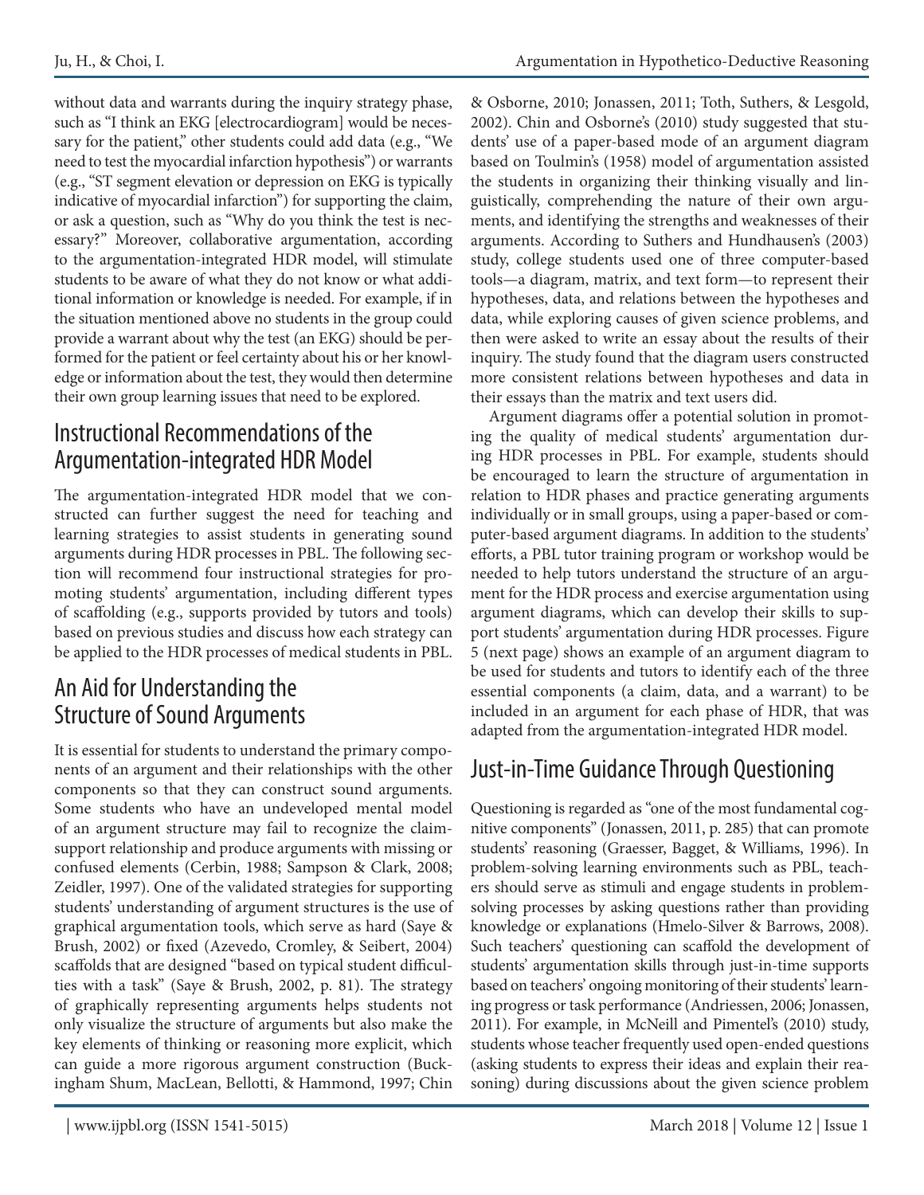without data and warrants during the inquiry strategy phase, such as "I think an EKG [electrocardiogram] would be necessary for the patient," other students could add data (e.g., "We need to test the myocardial infarction hypothesis") or warrants (e.g., "ST segment elevation or depression on EKG is typically indicative of myocardial infarction") for supporting the claim, or ask a question, such as "Why do you think the test is necessary?" Moreover, collaborative argumentation, according to the argumentation-integrated HDR model, will stimulate students to be aware of what they do not know or what additional information or knowledge is needed. For example, if in the situation mentioned above no students in the group could provide a warrant about why the test (an EKG) should be performed for the patient or feel certainty about his or her knowledge or information about the test, they would then determine their own group learning issues that need to be explored.

## Instructional Recommendations of the Argumentation-integrated HDR Model

The argumentation-integrated HDR model that we constructed can further suggest the need for teaching and learning strategies to assist students in generating sound arguments during HDR processes in PBL. The following section will recommend four instructional strategies for promoting students' argumentation, including different types of scaffolding (e.g., supports provided by tutors and tools) based on previous studies and discuss how each strategy can be applied to the HDR processes of medical students in PBL.

## An Aid for Understanding the Structure of Sound Arguments

It is essential for students to understand the primary components of an argument and their relationships with the other components so that they can construct sound arguments. Some students who have an undeveloped mental model of an argument structure may fail to recognize the claim-support relationship and produce arguments with missing or confused elements (Cerbin, 1988; Sampson & Clark, 2008; Zeidler, 1997). One of the validated strategies for supporting students' understanding of argument structures is the use of graphical argumentation tools, which serve as hard (Saye & Brush, 2002) or fixed (Azevedo, Cromley, & Seibert, 2004) scaffolds that are designed "based on typical student difficulties with a task" (Saye & Brush, 2002, p. 81). The strategy of graphically representing arguments helps students not only visualize the structure of arguments but also make the key elements of thinking or reasoning more explicit, which can guide a more rigorous argument construction (Buckingham Shum, MacLean, Bellotti, & Hammond, 1997; Chin & Osborne, 2010; Jonassen, 2011; Toth, Suthers, & Lesgold, 2002). Chin and Osborne's (2010) study suggested that students' use of a paper-based mode of an argument diagram based on Toulmin's (1958) model of argumentation assisted the students in organizing their thinking visually and linguistically, comprehending the nature of their own arguments, and identifying the strengths and weaknesses of their arguments. According to Suthers and Hundhausen's (2003) study, college students used one of three computer-based tools—a diagram, matrix, and text form—to represent their hypotheses, data, and relations between the hypotheses and data, while exploring causes of given science problems, and then were asked to write an essay about the results of their inquiry. The study found that the diagram users constructed more consistent relations between hypotheses and data in their essays than the matrix and text users did.

Argument diagrams offer a potential solution in promoting the quality of medical students' argumentation during HDR processes in PBL. For example, students should be encouraged to learn the structure of argumentation in relation to HDR phases and practice generating arguments individually or in small groups, using a paper-based or computer-based argument diagrams. In addition to the students' efforts, a PBL tutor training program or workshop would be needed to help tutors understand the structure of an argument for the HDR process and exercise argumentation using argument diagrams, which can develop their skills to support students' argumentation during HDR processes. Figure 5 (next page) shows an example of an argument diagram to be used for students and tutors to identify each of the three essential components (a claim, data, and a warrant) to be included in an argument for each phase of HDR, that was adapted from the argumentation-integrated HDR model.

## Just-in-Time Guidance Through Questioning

Questioning is regarded as "one of the most fundamental cognitive components" (Jonassen, 2011, p. 285) that can promote students' reasoning (Graesser, Bagget, & Williams, 1996). In problem-solving learning environments such as PBL, teachers should serve as stimuli and engage students in problem-solving processes by asking questions rather than providing knowledge or explanations (Hmelo-Silver & Barrows, 2008). Such teachers' questioning can scaffold the development of students' argumentation skills through just-in-time supports based on teachers' ongoing monitoring of their students' learning progress or task performance (Andriessen, 2006; Jonassen, 2011). For example, in McNeill and Pimentel's (2010) study, students whose teacher frequently used open-ended questions (asking students to express their ideas and explain their reasoning) during discussions about the given science problem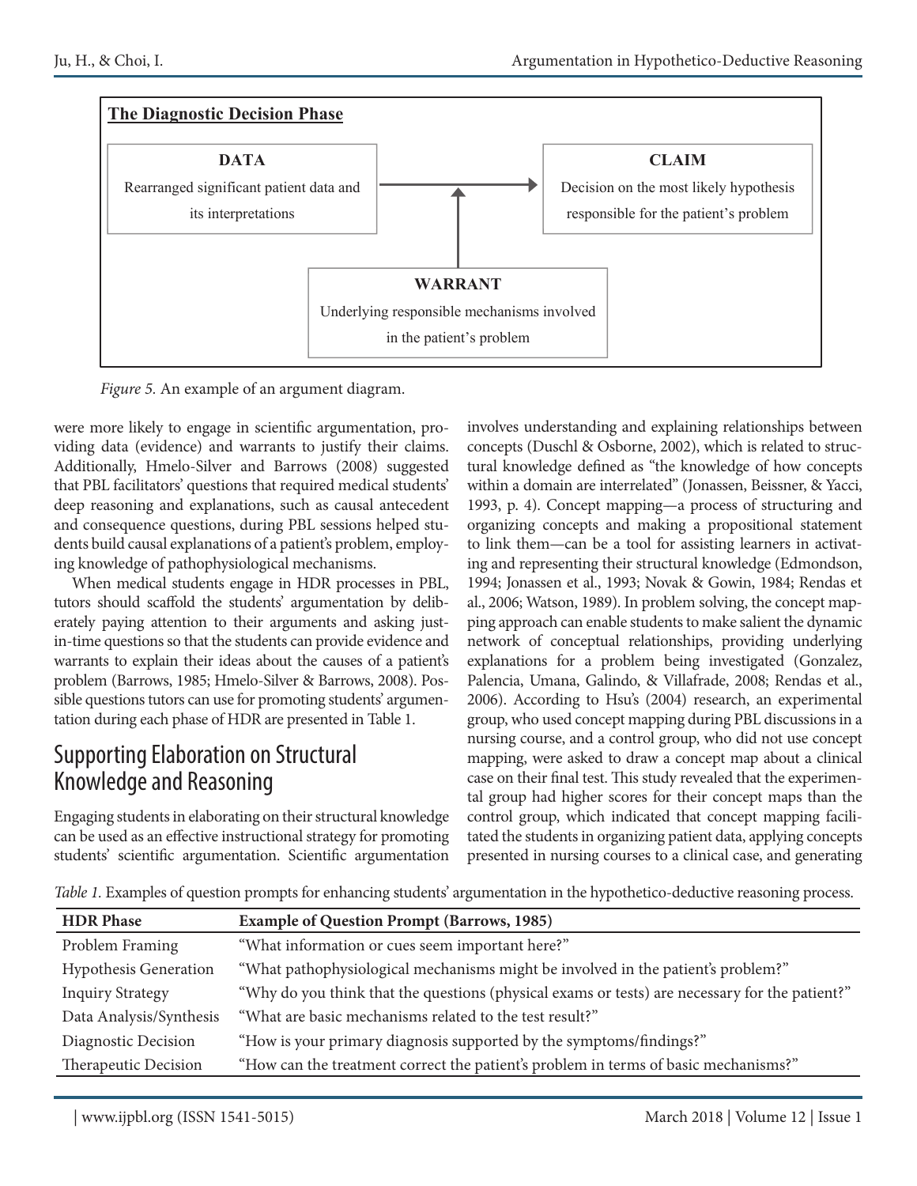**The Diagnostic Decision Phase**

**DATA**
Rearranged significant patient data and its interpretations

**CLAIM**
Decision on the most likely hypothesis responsible for the patient's problem

**WARRANT**
Underlying responsible mechanisms involved in the patient's problem

*Figure 5.* An example of an argument diagram.

were more likely to engage in scientific argumentation, providing data (evidence) and warrants to justify their claims. Additionally, Hmelo-Silver and Barrows (2008) suggested that PBL facilitators' questions that required medical students' deep reasoning and explanations, such as causal antecedent and consequence questions, during PBL sessions helped students build causal explanations of a patient's problem, employing knowledge of pathophysiological mechanisms.

When medical students engage in HDR processes in PBL, tutors should scaffold the students' argumentation by deliberately paying attention to their arguments and asking just-in-time questions so that the students can provide evidence and warrants to explain their ideas about the causes of a patient's problem (Barrows, 1985; Hmelo-Silver & Barrows, 2008). Possible questions tutors can use for promoting students' argumentation during each phase of HDR are presented in Table 1.

## Supporting Elaboration on Structural Knowledge and Reasoning

Engaging students in elaborating on their structural knowledge can be used as an effective instructional strategy for promoting students' scientific argumentation. Scientific argumentation involves understanding and explaining relationships between concepts (Duschl & Osborne, 2002), which is related to structural knowledge defined as "the knowledge of how concepts within a domain are interrelated" (Jonassen, Beissner, & Yacci, 1993, p. 4). Concept mapping—a process of structuring and organizing concepts and making a propositional statement to link them—can be a tool for assisting learners in activating and representing their structural knowledge (Edmondson, 1994; Jonassen et al., 1993; Novak & Gowin, 1984; Rendas et al., 2006; Watson, 1989). In problem solving, the concept mapping approach can enable students to make salient the dynamic network of conceptual relationships, providing underlying explanations for a problem being investigated (Gonzalez, Palencia, Umana, Galindo, & Villafrade, 2008; Rendas et al., 2006). According to Hsu's (2004) research, an experimental group, who used concept mapping during PBL discussions in a nursing course, and a control group, who did not use concept mapping, were asked to draw a concept map about a clinical case on their final test. This study revealed that the experimental group had higher scores for their concept maps than the control group, which indicated that concept mapping facilitated the students in organizing patient data, applying concepts presented in nursing courses to a clinical case, and generating

*Table 1.* Examples of question prompts for enhancing students' argumentation in the hypothetico-deductive reasoning process.

| HDR Phase | Example of Question Prompt (Barrows, 1985) |
|---|---|
| Problem Framing | "What information or cues seem important here?" |
| Hypothesis Generation | "What pathophysiological mechanisms might be involved in the patient's problem?" |
| Inquiry Strategy | "Why do you think that the questions (physical exams or tests) are necessary for the patient?" |
| Data Analysis/Synthesis | "What are basic mechanisms related to the test result?" |
| Diagnostic Decision | "How is your primary diagnosis supported by the symptoms/findings?" |
| Therapeutic Decision | "How can the treatment correct the patient's problem in terms of basic mechanisms?" |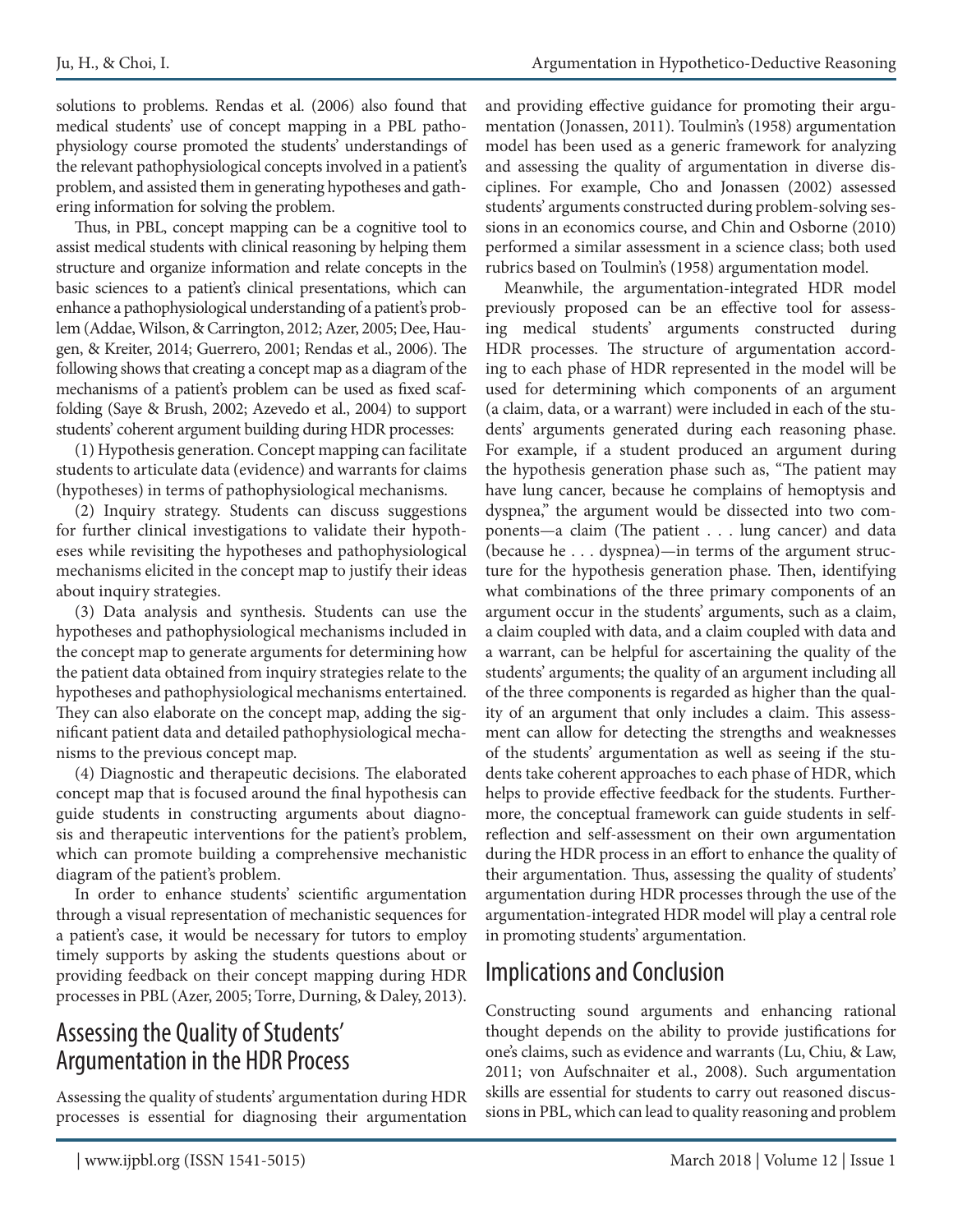solutions to problems. Rendas et al. (2006) also found that medical students' use of concept mapping in a PBL pathophysiology course promoted the students' understandings of the relevant pathophysiological concepts involved in a patient's problem, and assisted them in generating hypotheses and gathering information for solving the problem.

Thus, in PBL, concept mapping can be a cognitive tool to assist medical students with clinical reasoning by helping them structure and organize information and relate concepts in the basic sciences to a patient's clinical presentations, which can enhance a pathophysiological understanding of a patient's problem (Addae, Wilson, & Carrington, 2012; Azer, 2005; Dee, Haugen, & Kreiter, 2014; Guerrero, 2001; Rendas et al., 2006). The following shows that creating a concept map as a diagram of the mechanisms of a patient's problem can be used as fixed scaffolding (Saye & Brush, 2002; Azevedo et al., 2004) to support students' coherent argument building during HDR processes:

(1) Hypothesis generation. Concept mapping can facilitate students to articulate data (evidence) and warrants for claims (hypotheses) in terms of pathophysiological mechanisms.

(2) Inquiry strategy. Students can discuss suggestions for further clinical investigations to validate their hypotheses while revisiting the hypotheses and pathophysiological mechanisms elicited in the concept map to justify their ideas about inquiry strategies.

(3) Data analysis and synthesis. Students can use the hypotheses and pathophysiological mechanisms included in the concept map to generate arguments for determining how the patient data obtained from inquiry strategies relate to the hypotheses and pathophysiological mechanisms entertained. They can also elaborate on the concept map, adding the significant patient data and detailed pathophysiological mechanisms to the previous concept map.

(4) Diagnostic and therapeutic decisions. The elaborated concept map that is focused around the final hypothesis can guide students in constructing arguments about diagnosis and therapeutic interventions for the patient's problem, which can promote building a comprehensive mechanistic diagram of the patient's problem.

In order to enhance students' scientific argumentation through a visual representation of mechanistic sequences for a patient's case, it would be necessary for tutors to employ timely supports by asking the students questions about or providing feedback on their concept mapping during HDR processes in PBL (Azer, 2005; Torre, Durning, & Daley, 2013).

## Assessing the Quality of Students' Argumentation in the HDR Process

Assessing the quality of students' argumentation during HDR processes is essential for diagnosing their argumentation and providing effective guidance for promoting their argumentation (Jonassen, 2011). Toulmin's (1958) argumentation model has been used as a generic framework for analyzing and assessing the quality of argumentation in diverse disciplines. For example, Cho and Jonassen (2002) assessed students' arguments constructed during problem-solving sessions in an economics course, and Chin and Osborne (2010) performed a similar assessment in a science class; both used rubrics based on Toulmin's (1958) argumentation model.

Meanwhile, the argumentation-integrated HDR model previously proposed can be an effective tool for assessing medical students' arguments constructed during HDR processes. The structure of argumentation according to each phase of HDR represented in the model will be used for determining which components of an argument (a claim, data, or a warrant) were included in each of the students' arguments generated during each reasoning phase. For example, if a student produced an argument during the hypothesis generation phase such as, "The patient may have lung cancer, because he complains of hemoptysis and dyspnea," the argument would be dissected into two components—a claim (The patient . . . lung cancer) and data (because he . . . dyspnea)—in terms of the argument structure for the hypothesis generation phase. Then, identifying what combinations of the three primary components of an argument occur in the students' arguments, such as a claim, a claim coupled with data, and a claim coupled with data and a warrant, can be helpful for ascertaining the quality of the students' arguments; the quality of an argument including all of the three components is regarded as higher than the quality of an argument that only includes a claim. This assessment can allow for detecting the strengths and weaknesses of the students' argumentation as well as seeing if the students take coherent approaches to each phase of HDR, which helps to provide effective feedback for the students. Furthermore, the conceptual framework can guide students in self-reflection and self-assessment on their own argumentation during the HDR process in an effort to enhance the quality of their argumentation. Thus, assessing the quality of students' argumentation during HDR processes through the use of the argumentation-integrated HDR model will play a central role in promoting students' argumentation.

## Implications and Conclusion

Constructing sound arguments and enhancing rational thought depends on the ability to provide justifications for one's claims, such as evidence and warrants (Lu, Chiu, & Law, 2011; von Aufschnaiter et al., 2008). Such argumentation skills are essential for students to carry out reasoned discussions in PBL, which can lead to quality reasoning and problem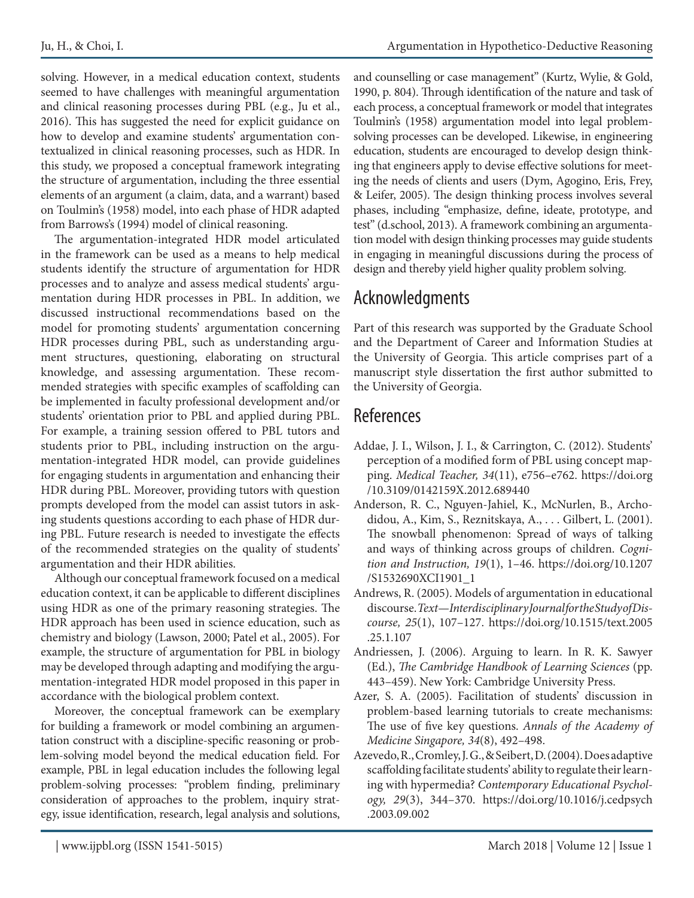solving. However, in a medical education context, students seemed to have challenges with meaningful argumentation and clinical reasoning processes during PBL (e.g., Ju et al., 2016). This has suggested the need for explicit guidance on how to develop and examine students' argumentation contextualized in clinical reasoning processes, such as HDR. In this study, we proposed a conceptual framework integrating the structure of argumentation, including the three essential elements of an argument (a claim, data, and a warrant) based on Toulmin's (1958) model, into each phase of HDR adapted from Barrows's (1994) model of clinical reasoning.

The argumentation-integrated HDR model articulated in the framework can be used as a means to help medical students identify the structure of argumentation for HDR processes and to analyze and assess medical students' argumentation during HDR processes in PBL. In addition, we discussed instructional recommendations based on the model for promoting students' argumentation concerning HDR processes during PBL, such as understanding argument structures, questioning, elaborating on structural knowledge, and assessing argumentation. These recommended strategies with specific examples of scaffolding can be implemented in faculty professional development and/or students' orientation prior to PBL and applied during PBL. For example, a training session offered to PBL tutors and students prior to PBL, including instruction on the argumentation-integrated HDR model, can provide guidelines for engaging students in argumentation and enhancing their HDR during PBL. Moreover, providing tutors with question prompts developed from the model can assist tutors in asking students questions according to each phase of HDR during PBL. Future research is needed to investigate the effects of the recommended strategies on the quality of students' argumentation and their HDR abilities.

Although our conceptual framework focused on a medical education context, it can be applicable to different disciplines using HDR as one of the primary reasoning strategies. The HDR approach has been used in science education, such as chemistry and biology (Lawson, 2000; Patel et al., 2005). For example, the structure of argumentation for PBL in biology may be developed through adapting and modifying the argumentation-integrated HDR model proposed in this paper in accordance with the biological problem context.

Moreover, the conceptual framework can be exemplary for building a framework or model combining an argumentation construct with a discipline-specific reasoning or problem-solving model beyond the medical education field. For example, PBL in legal education includes the following legal problem-solving processes: "problem finding, preliminary consideration of approaches to the problem, inquiry strategy, issue identification, research, legal analysis and solutions, and counselling or case management" (Kurtz, Wylie, & Gold, 1990, p. 804). Through identification of the nature and task of each process, a conceptual framework or model that integrates Toulmin's (1958) argumentation model into legal problem-solving processes can be developed. Likewise, in engineering education, students are encouraged to develop design thinking that engineers apply to devise effective solutions for meeting the needs of clients and users (Dym, Agogino, Eris, Frey, & Leifer, 2005). The design thinking process involves several phases, including "emphasize, define, ideate, prototype, and test" (d.school, 2013). A framework combining an argumentation model with design thinking processes may guide students in engaging in meaningful discussions during the process of design and thereby yield higher quality problem solving.

## Acknowledgments

Part of this research was supported by the Graduate School and the Department of Career and Information Studies at the University of Georgia. This article comprises part of a manuscript style dissertation the first author submitted to the University of Georgia.

## References

Addae, J. I., Wilson, J. I., & Carrington, C. (2012). Students' perception of a modified form of PBL using concept mapping. *Medical Teacher, 34*(11), e756–e762. https://doi.org/10.3109/0142159X.2012.689440

Anderson, R. C., Nguyen-Jahiel, K., McNurlen, B., Archodidou, A., Kim, S., Reznitskaya, A., . . . Gilbert, L. (2001). The snowball phenomenon: Spread of ways of talking and ways of thinking across groups of children. *Cognition and Instruction, 19*(1), 1–46. https://doi.org/10.1207/S1532690XCI1901_1

Andrews, R. (2005). Models of argumentation in educational discourse. *Text—Interdisciplinary Journal for the Study of Discourse, 25*(1), 107–127. https://doi.org/10.1515/text.2005.25.1.107

Andriessen, J. (2006). Arguing to learn. In R. K. Sawyer (Ed.), *The Cambridge Handbook of Learning Sciences* (pp. 443–459). New York: Cambridge University Press.

Azer, S. A. (2005). Facilitation of students' discussion in problem-based learning tutorials to create mechanisms: The use of five key questions. *Annals of the Academy of Medicine Singapore, 34*(8), 492–498.

Azevedo, R., Cromley, J. G., & Seibert, D. (2004). Does adaptive scaffolding facilitate students' ability to regulate their learning with hypermedia? *Contemporary Educational Psychology, 29*(3), 344–370. https://doi.org/10.1016/j.cedpsych.2003.09.002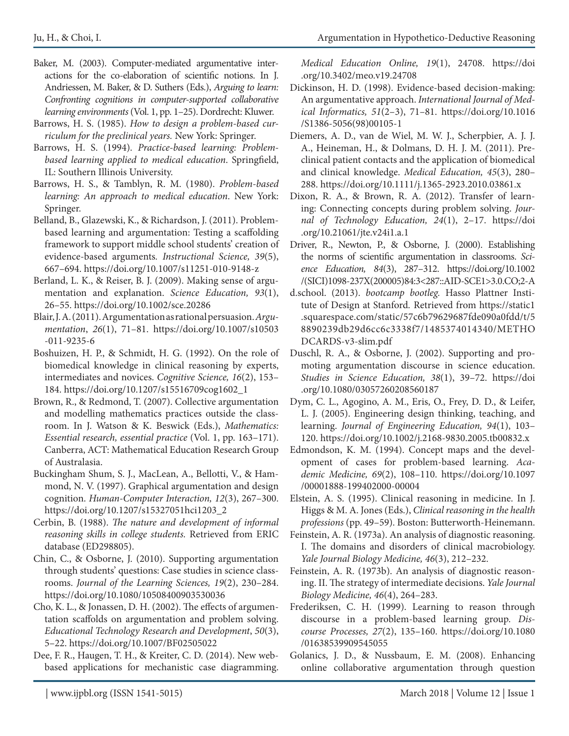Baker, M. (2003). Computer-mediated argumentative interactions for the co-elaboration of scientific notions. In J. Andriessen, M. Baker, & D. Suthers (Eds.), *Arguing to learn: Confronting cognitions in computer-supported collaborative learning environments* (Vol. 1, pp. 1–25). Dordrecht: Kluwer.

Barrows, H. S. (1985). *How to design a problem-based curriculum for the preclinical years.* New York: Springer.

Barrows, H. S. (1994). *Practice-based learning: Problem-based learning applied to medical education*. Springfield, IL: Southern Illinois University.

Barrows, H. S., & Tamblyn, R. M. (1980). *Problem-based learning: An approach to medical education*. New York: Springer.

Belland, B., Glazewski, K., & Richardson, J. (2011). Problem-based learning and argumentation: Testing a scaffolding framework to support middle school students' creation of evidence-based arguments. *Instructional Science, 39*(5), 667–694. https://doi.org/10.1007/s11251-010-9148-z

Berland, L. K., & Reiser, B. J. (2009). Making sense of argumentation and explanation. *Science Education, 93*(1), 26–55. https://doi.org/10.1002/sce.20286

Blair, J. A. (2011). Argumentation as rational persuasion. *Argumentation*, *26*(1), 71–81. https://doi.org/10.1007/s10503-011-9235-6

Boshuizen, H. P., & Schmidt, H. G. (1992). On the role of biomedical knowledge in clinical reasoning by experts, intermediates and novices. *Cognitive Science, 16*(2), 153–184. https://doi.org/10.1207/s15516709cog1602_1

Brown, R., & Redmond, T. (2007). Collective argumentation and modelling mathematics practices outside the classroom. In J. Watson & K. Beswick (Eds.), *Mathematics: Essential research, essential practice* (Vol. 1, pp. 163–171). Canberra, ACT: Mathematical Education Research Group of Australasia.

Buckingham Shum, S. J., MacLean, A., Bellotti, V., & Hammond, N. V. (1997). Graphical argumentation and design cognition. *Human-Computer Interaction, 12*(3), 267–300. https://doi.org/10.1207/s15327051hci1203_2

Cerbin, B. (1988). *The nature and development of informal reasoning skills in college students.* Retrieved from ERIC database (ED298805).

Chin, C., & Osborne, J. (2010). Supporting argumentation through students' questions: Case studies in science classrooms. *Journal of the Learning Sciences, 19*(2), 230–284. https://doi.org/10.1080/10508400903530036

Cho, K. L., & Jonassen, D. H. (2002). The effects of argumentation scaffolds on argumentation and problem solving. *Educational Technology Research and Development*, *50*(3), 5–22. https://doi.org/10.1007/BF02505022

Dee, F. R., Haugen, T. H., & Kreiter, C. D. (2014). New web-based applications for mechanistic case diagramming. *Medical Education Online, 19*(1), 24708. https://doi.org/10.3402/meo.v19.24708

Dickinson, H. D. (1998). Evidence-based decision-making: An argumentative approach. *International Journal of Medical Informatics, 51*(2–3), 71–81. https://doi.org/10.1016/S1386-5056(98)00105-1

Diemers, A. D., van de Wiel, M. W. J., Scherpbier, A. J. J. A., Heineman, H., & Dolmans, D. H. J. M. (2011). Preclinical patient contacts and the application of biomedical and clinical knowledge. *Medical Education, 45*(3), 280–288. https://doi.org/10.1111/j.1365-2923.2010.03861.x

Dixon, R. A., & Brown, R. A. (2012). Transfer of learning: Connecting concepts during problem solving. *Journal of Technology Education, 24*(1), 2–17. https://doi.org/10.21061/jte.v24i1.a.1

Driver, R., Newton, P., & Osborne, J. (2000). Establishing the norms of scientific argumentation in classrooms. *Science Education, 84*(3), 287–312. https://doi.org/10.1002/(SICI)1098-237X(200005)84:3<287::AID-SCE1>3.0.CO;2-A

d.school. (2013). *bootcamp bootleg.* Hasso Plattner Institute of Design at Stanford. Retrieved from https://static1.squarespace.com/static/57c6b79629687fde090a0fdd/t/58890239db29d6cc6c3338f7/1485374014340/METHODCARDS-v3-slim.pdf

Duschl, R. A., & Osborne, J. (2002). Supporting and promoting argumentation discourse in science education. *Studies in Science Education, 38*(1), 39–72. https://doi.org/10.1080/03057260208560187

Dym, C. L., Agogino, A. M., Eris, O., Frey, D. D., & Leifer, L. J. (2005). Engineering design thinking, teaching, and learning. *Journal of Engineering Education, 94*(1), 103–120. https://doi.org/10.1002/j.2168-9830.2005.tb00832.x

Edmondson, K. M. (1994). Concept maps and the development of cases for problem-based learning. *Academic Medicine, 69*(2), 108–110. https://doi.org/10.1097/00001888-199402000-00004

Elstein, A. S. (1995). Clinical reasoning in medicine. In J. Higgs & M. A. Jones (Eds.), *Clinical reasoning in the health professions* (pp. 49–59). Boston: Butterworth-Heinemann.

Feinstein, A. R. (1973a). An analysis of diagnostic reasoning. I. The domains and disorders of clinical macrobiology. *Yale Journal Biology Medicine, 46*(3), 212–232.

Feinstein, A. R. (1973b). An analysis of diagnostic reasoning. II. The strategy of intermediate decisions. *Yale Journal Biology Medicine, 46*(4), 264–283.

Frederiksen, C. H. (1999). Learning to reason through discourse in a problem-based learning group. *Discourse Processes, 27*(2), 135–160. https://doi.org/10.1080/01638539909545055

Golanics, J. D., & Nussbaum, E. M. (2008). Enhancing online collaborative argumentation through question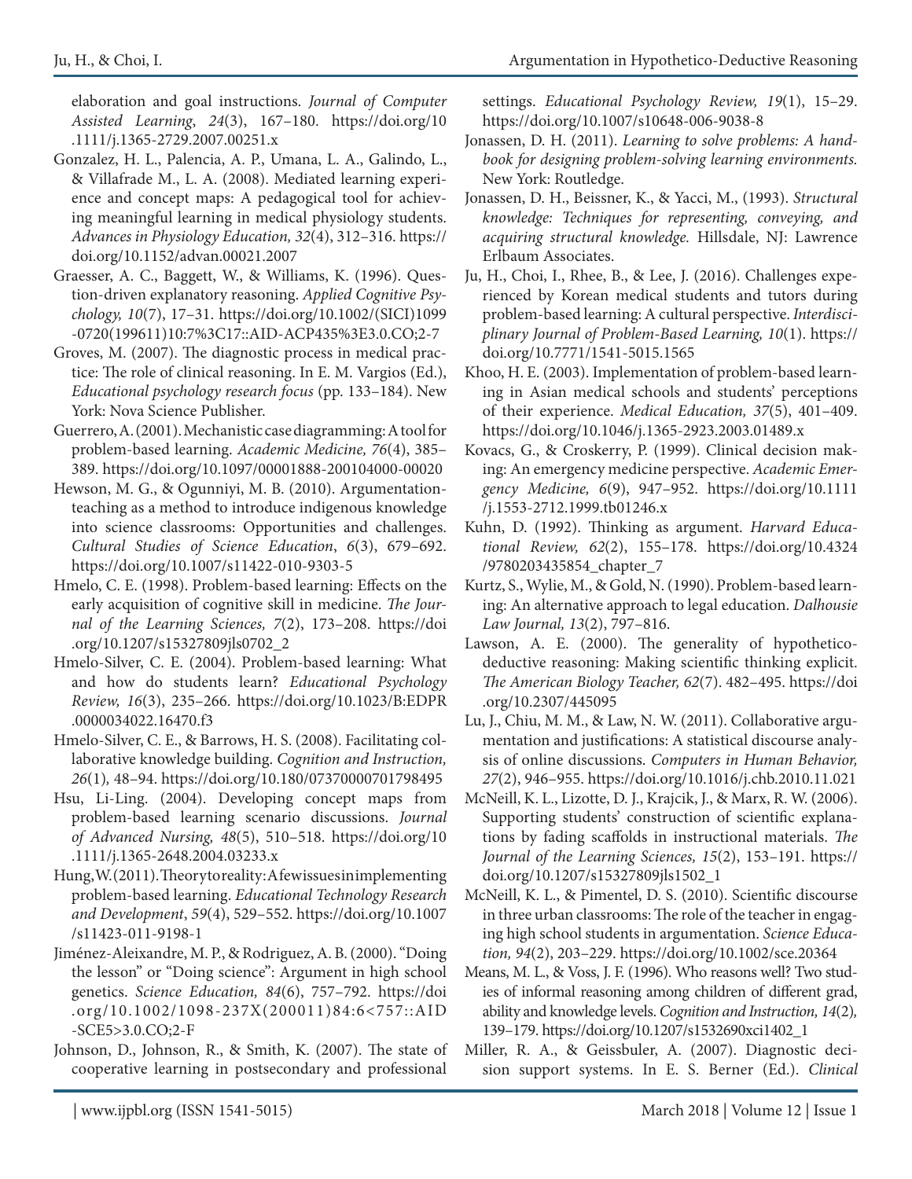elaboration and goal instructions. *Journal of Computer Assisted Learning*, *24*(3), 167–180. https://doi.org/10.1111/j.1365-2729.2007.00251.x

Gonzalez, H. L., Palencia, A. P., Umana, L. A., Galindo, L., & Villafrade M., L. A. (2008). Mediated learning experience and concept maps: A pedagogical tool for achieving meaningful learning in medical physiology students. *Advances in Physiology Education, 32*(4), 312–316. https://doi.org/10.1152/advan.00021.2007

Graesser, A. C., Baggett, W., & Williams, K. (1996). Question-driven explanatory reasoning. *Applied Cognitive Psychology, 10*(7), 17–31. https://doi.org/10.1002/(SICI)1099-0720(199611)10:7%3C17::AID-ACP435%3E3.0.CO;2-7

Groves, M. (2007). The diagnostic process in medical practice: The role of clinical reasoning. In E. M. Vargios (Ed.), *Educational psychology research focus* (pp. 133–184). New York: Nova Science Publisher.

Guerrero, A. (2001). Mechanistic case diagramming: A tool for problem-based learning. *Academic Medicine, 76*(4), 385–389. https://doi.org/10.1097/00001888-200104000-00020

Hewson, M. G., & Ogunniyi, M. B. (2010). Argumentation-teaching as a method to introduce indigenous knowledge into science classrooms: Opportunities and challenges. *Cultural Studies of Science Education*, *6*(3), 679–692. https://doi.org/10.1007/s11422-010-9303-5

Hmelo, C. E. (1998). Problem-based learning: Effects on the early acquisition of cognitive skill in medicine. *The Journal of the Learning Sciences, 7*(2), 173–208. https://doi.org/10.1207/s15327809jls0702_2

Hmelo-Silver, C. E. (2004). Problem-based learning: What and how do students learn? *Educational Psychology Review, 16*(3), 235–266. https://doi.org/10.1023/B:EDPR.0000034022.16470.f3

Hmelo-Silver, C. E., & Barrows, H. S. (2008). Facilitating collaborative knowledge building. *Cognition and Instruction, 26*(1)*,* 48–94. https://doi.org/10.180/07370000701798495

Hsu, Li-Ling. (2004). Developing concept maps from problem-based learning scenario discussions. *Journal of Advanced Nursing, 48*(5), 510–518. https://doi.org/10.1111/j.1365-2648.2004.03233.x

Hung, W. (2011). Theory to reality: A few issues in implementing problem-based learning. *Educational Technology Research and Development*, *59*(4), 529–552. https://doi.org/10.1007/s11423-011-9198-1

Jiménez-Aleixandre, M. P., & Rodriguez, A. B. (2000). "Doing the lesson" or "Doing science": Argument in high school genetics. *Science Education, 84*(6), 757–792. https://doi.org/10.1002/1098-237X(200011)84:6<757::AID-SCE5>3.0.CO;2-F

Johnson, D., Johnson, R., & Smith, K. (2007). The state of cooperative learning in postsecondary and professional settings. *Educational Psychology Review, 19*(1), 15–29. https://doi.org/10.1007/s10648-006-9038-8

Jonassen, D. H. (2011). *Learning to solve problems: A handbook for designing problem-solving learning environments.* New York: Routledge.

Jonassen, D. H., Beissner, K., & Yacci, M., (1993). *Structural knowledge: Techniques for representing, conveying, and acquiring structural knowledge.* Hillsdale, NJ: Lawrence Erlbaum Associates.

Ju, H., Choi, I., Rhee, B., & Lee, J. (2016). Challenges experienced by Korean medical students and tutors during problem-based learning: A cultural perspective. *Interdisciplinary Journal of Problem-Based Learning, 10*(1). https://doi.org/10.7771/1541-5015.1565

Khoo, H. E. (2003). Implementation of problem-based learning in Asian medical schools and students' perceptions of their experience. *Medical Education, 37*(5), 401–409. https://doi.org/10.1046/j.1365-2923.2003.01489.x

Kovacs, G., & Croskerry, P. (1999). Clinical decision making: An emergency medicine perspective. *Academic Emergency Medicine, 6*(9), 947–952. https://doi.org/10.1111/j.1553-2712.1999.tb01246.x

Kuhn, D. (1992). Thinking as argument. *Harvard Educational Review, 62*(2), 155–178. https://doi.org/10.4324/9780203435854_chapter_7

Kurtz, S., Wylie, M., & Gold, N. (1990). Problem-based learning: An alternative approach to legal education. *Dalhousie Law Journal, 13*(2), 797–816.

Lawson, A. E. (2000). The generality of hypothetico-deductive reasoning: Making scientific thinking explicit. *The American Biology Teacher, 62*(7). 482–495. https://doi.org/10.2307/445095

Lu, J., Chiu, M. M., & Law, N. W. (2011). Collaborative argumentation and justifications: A statistical discourse analysis of online discussions. *Computers in Human Behavior, 27*(2), 946–955. https://doi.org/10.1016/j.chb.2010.11.021

McNeill, K. L., Lizotte, D. J., Krajcik, J., & Marx, R. W. (2006). Supporting students' construction of scientific explanations by fading scaffolds in instructional materials. *The Journal of the Learning Sciences, 15*(2), 153–191. https://doi.org/10.1207/s15327809jls1502_1

McNeill, K. L., & Pimentel, D. S. (2010). Scientific discourse in three urban classrooms: The role of the teacher in engaging high school students in argumentation. *Science Education, 94*(2), 203–229. https://doi.org/10.1002/sce.20364

Means, M. L., & Voss, J. F. (1996). Who reasons well? Two studies of informal reasoning among children of different grad, ability and knowledge levels. *Cognition and Instruction, 14*(2)*,* 139–179. https://doi.org/10.1207/s1532690xci1402_1

Miller, R. A., & Geissbuler, A. (2007). Diagnostic decision support systems. In E. S. Berner (Ed.). *Clinical*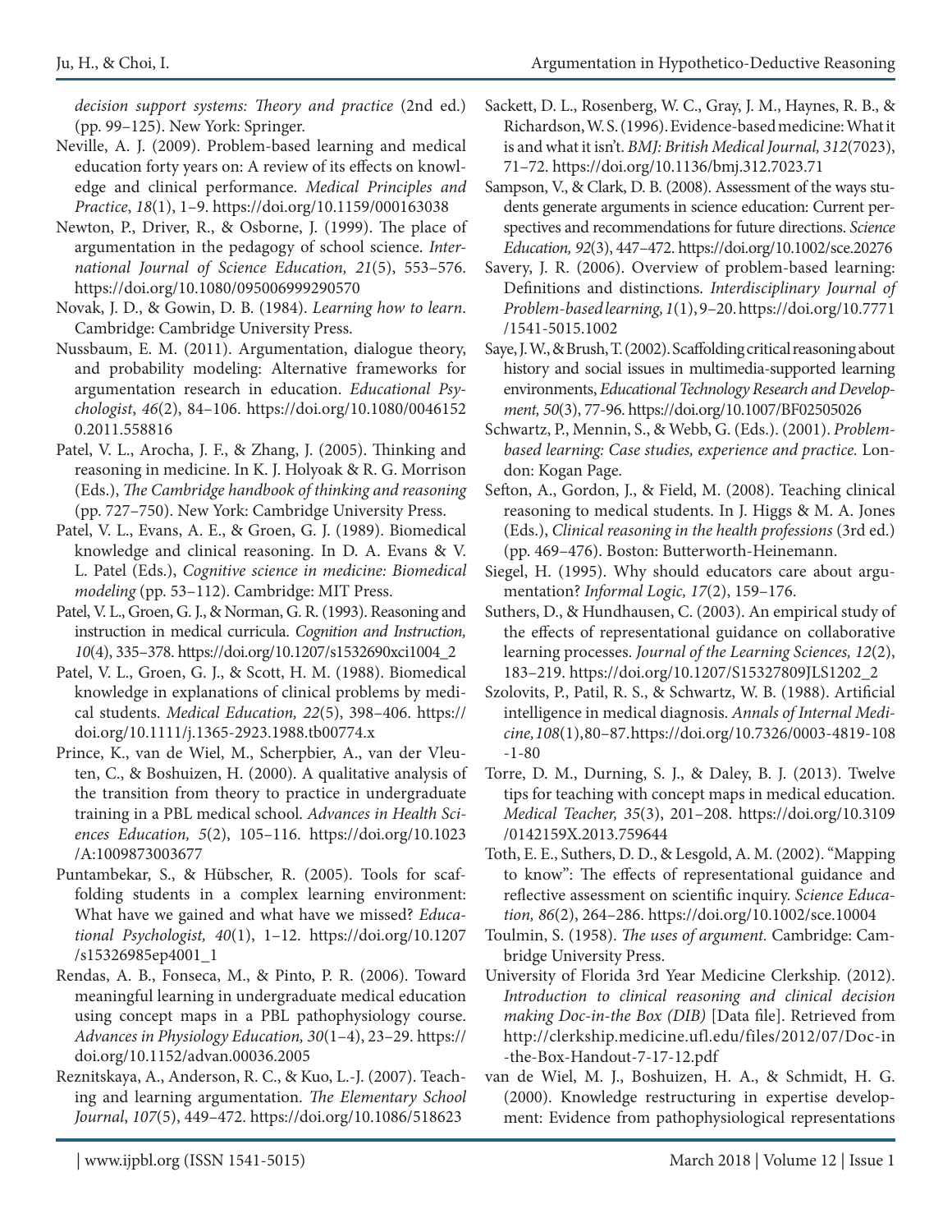*decision support systems: Theory and practice* (2nd ed.) (pp. 99–125). New York: Springer.

Neville, A. J. (2009). Problem-based learning and medical education forty years on: A review of its effects on knowledge and clinical performance. *Medical Principles and Practice*, *18*(1), 1–9. https://doi.org/10.1159/000163038

Newton, P., Driver, R., & Osborne, J. (1999). The place of argumentation in the pedagogy of school science. *International Journal of Science Education, 21*(5), 553–576. https://doi.org/10.1080/095006999290570

Novak, J. D., & Gowin, D. B. (1984). *Learning how to learn*. Cambridge: Cambridge University Press.

Nussbaum, E. M. (2011). Argumentation, dialogue theory, and probability modeling: Alternative frameworks for argumentation research in education. *Educational Psychologist*, *46*(2), 84–106. https://doi.org/10.1080/00461520.2011.558816

Patel, V. L., Arocha, J. F., & Zhang, J. (2005). Thinking and reasoning in medicine. In K. J. Holyoak & R. G. Morrison (Eds.), *The Cambridge handbook of thinking and reasoning* (pp. 727–750). New York: Cambridge University Press.

Patel, V. L., Evans, A. E., & Groen, G. J. (1989). Biomedical knowledge and clinical reasoning. In D. A. Evans & V. L. Patel (Eds.), *Cognitive science in medicine: Biomedical modeling* (pp. 53–112). Cambridge: MIT Press.

Patel, V. L., Groen, G. J., & Norman, G. R. (1993). Reasoning and instruction in medical curricula. *Cognition and Instruction, 10*(4), 335–378. https://doi.org/10.1207/s1532690xci1004_2

Patel, V. L., Groen, G. J., & Scott, H. M. (1988). Biomedical knowledge in explanations of clinical problems by medical students. *Medical Education, 22*(5), 398–406. https://doi.org/10.1111/j.1365-2923.1988.tb00774.x

Prince, K., van de Wiel, M., Scherpbier, A., van der Vleuten, C., & Boshuizen, H. (2000). A qualitative analysis of the transition from theory to practice in undergraduate training in a PBL medical school. *Advances in Health Sciences Education, 5*(2), 105–116. https://doi.org/10.1023/A:1009873003677

Puntambekar, S., & Hübscher, R. (2005). Tools for scaffolding students in a complex learning environment: What have we gained and what have we missed? *Educational Psychologist, 40*(1), 1–12. https://doi.org/10.1207/s15326985ep4001_1

Rendas, A. B., Fonseca, M., & Pinto, P. R. (2006). Toward meaningful learning in undergraduate medical education using concept maps in a PBL pathophysiology course. *Advances in Physiology Education, 30*(1–4), 23–29. https://doi.org/10.1152/advan.00036.2005

Reznitskaya, A., Anderson, R. C., & Kuo, L.-J. (2007). Teaching and learning argumentation. *The Elementary School Journal*, *107*(5), 449–472. https://doi.org/10.1086/518623

Sackett, D. L., Rosenberg, W. C., Gray, J. M., Haynes, R. B., & Richardson, W. S. (1996). Evidence-based medicine: What it is and what it isn't. *BMJ: British Medical Journal, 312*(7023), 71–72. https://doi.org/10.1136/bmj.312.7023.71

Sampson, V., & Clark, D. B. (2008). Assessment of the ways students generate arguments in science education: Current perspectives and recommendations for future directions. *Science Education, 92*(3), 447–472. https://doi.org/10.1002/sce.20276

Savery, J. R. (2006). Overview of problem-based learning: Definitions and distinctions. *Interdisciplinary Journal of Problem-based learning, 1*(1), 9–20. https://doi.org/10.7771/1541-5015.1002

Saye, J. W., & Brush, T. (2002). Scaffolding critical reasoning about history and social issues in multimedia-supported learning environments, *Educational Technology Research and Development, 50*(3), 77-96. https://doi.org/10.1007/BF02505026

Schwartz, P., Mennin, S., & Webb, G. (Eds.). (2001). *Problem-based learning: Case studies, experience and practice.* London: Kogan Page.

Sefton, A., Gordon, J., & Field, M. (2008). Teaching clinical reasoning to medical students. In J. Higgs & M. A. Jones (Eds.), *Clinical reasoning in the health professions* (3rd ed.) (pp. 469–476). Boston: Butterworth-Heinemann.

Siegel, H. (1995). Why should educators care about argumentation? *Informal Logic, 17*(2), 159–176.

Suthers, D., & Hundhausen, C. (2003). An empirical study of the effects of representational guidance on collaborative learning processes. *Journal of the Learning Sciences, 12*(2), 183–219. https://doi.org/10.1207/S15327809JLS1202_2

Szolovits, P., Patil, R. S., & Schwartz, W. B. (1988). Artificial intelligence in medical diagnosis. *Annals of Internal Medicine, 108*(1), 80–87. https://doi.org/10.7326/0003-4819-108-1-80

Torre, D. M., Durning, S. J., & Daley, B. J. (2013). Twelve tips for teaching with concept maps in medical education. *Medical Teacher, 35*(3), 201–208. https://doi.org/10.3109/0142159X.2013.759644

Toth, E. E., Suthers, D. D., & Lesgold, A. M. (2002). "Mapping to know": The effects of representational guidance and reflective assessment on scientific inquiry. *Science Education, 86*(2), 264–286. https://doi.org/10.1002/sce.10004

Toulmin, S. (1958). *The uses of argument.* Cambridge: Cambridge University Press.

University of Florida 3rd Year Medicine Clerkship. (2012). *Introduction to clinical reasoning and clinical decision making Doc-in-the Box (DIB)* [Data file]. Retrieved from http://clerkship.medicine.ufl.edu/files/2012/07/Doc-in-the-Box-Handout-7-17-12.pdf

van de Wiel, M. J., Boshuizen, H. A., & Schmidt, H. G. (2000). Knowledge restructuring in expertise development: Evidence from pathophysiological representations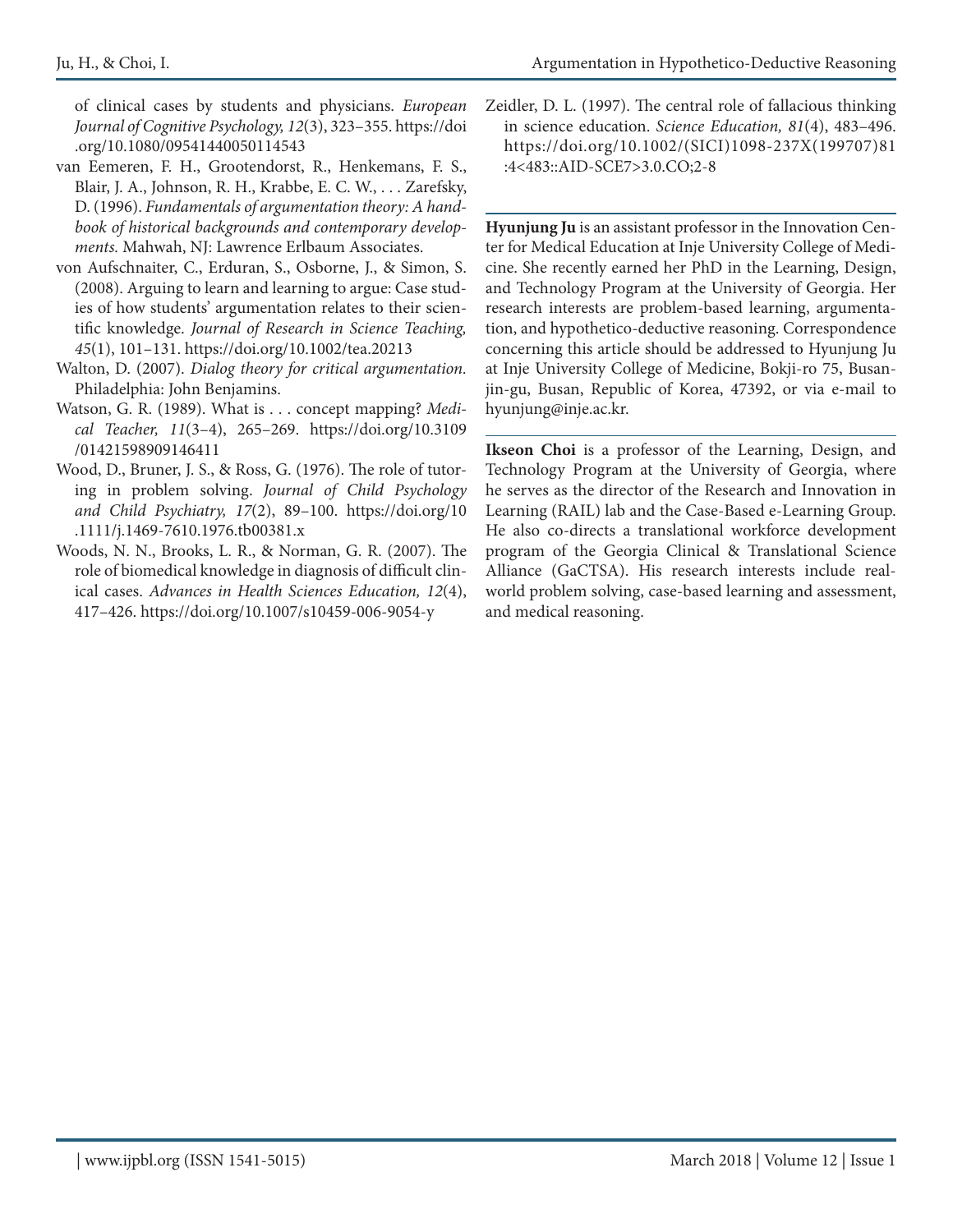of clinical cases by students and physicians. *European Journal of Cognitive Psychology, 12*(3), 323–355. https://doi.org/10.1080/09541440050114543

van Eemeren, F. H., Grootendorst, R., Henkemans, F. S., Blair, J. A., Johnson, R. H., Krabbe, E. C. W., . . . Zarefsky, D. (1996). *Fundamentals of argumentation theory: A handbook of historical backgrounds and contemporary developments.* Mahwah, NJ: Lawrence Erlbaum Associates.

von Aufschnaiter, C., Erduran, S., Osborne, J., & Simon, S. (2008). Arguing to learn and learning to argue: Case studies of how students' argumentation relates to their scientific knowledge. *Journal of Research in Science Teaching, 45*(1), 101–131. https://doi.org/10.1002/tea.20213

Walton, D. (2007). *Dialog theory for critical argumentation.* Philadelphia: John Benjamins.

Watson, G. R. (1989). What is . . . concept mapping? *Medical Teacher, 11*(3–4), 265–269. https://doi.org/10.3109/01421598909146411

Wood, D., Bruner, J. S., & Ross, G. (1976). The role of tutoring in problem solving. *Journal of Child Psychology and Child Psychiatry, 17*(2), 89–100. https://doi.org/10.1111/j.1469-7610.1976.tb00381.x

Woods, N. N., Brooks, L. R., & Norman, G. R. (2007). The role of biomedical knowledge in diagnosis of difficult clinical cases. *Advances in Health Sciences Education, 12*(4), 417–426. https://doi.org/10.1007/s10459-006-9054-y

Zeidler, D. L. (1997). The central role of fallacious thinking in science education. *Science Education, 81*(4), 483–496. https://doi.org/10.1002/(SICI)1098-237X(199707)81:4<483::AID-SCE7>3.0.CO;2-8

---

**Hyunjung Ju** is an assistant professor in the Innovation Center for Medical Education at Inje University College of Medicine. She recently earned her PhD in the Learning, Design, and Technology Program at the University of Georgia. Her research interests are problem-based learning, argumentation, and hypothetico-deductive reasoning. Correspondence concerning this article should be addressed to Hyunjung Ju at Inje University College of Medicine, Bokji-ro 75, Busanjin-gu, Busan, Republic of Korea, 47392, or via e-mail to hyunjung@inje.ac.kr.

---

**Ikseon Choi** is a professor of the Learning, Design, and Technology Program at the University of Georgia, where he serves as the director of the Research and Innovation in Learning (RAIL) lab and the Case-Based e-Learning Group. He also co-directs a translational workforce development program of the Georgia Clinical & Translational Science Alliance (GaCTSA). His research interests include real-world problem solving, case-based learning and assessment, and medical reasoning.